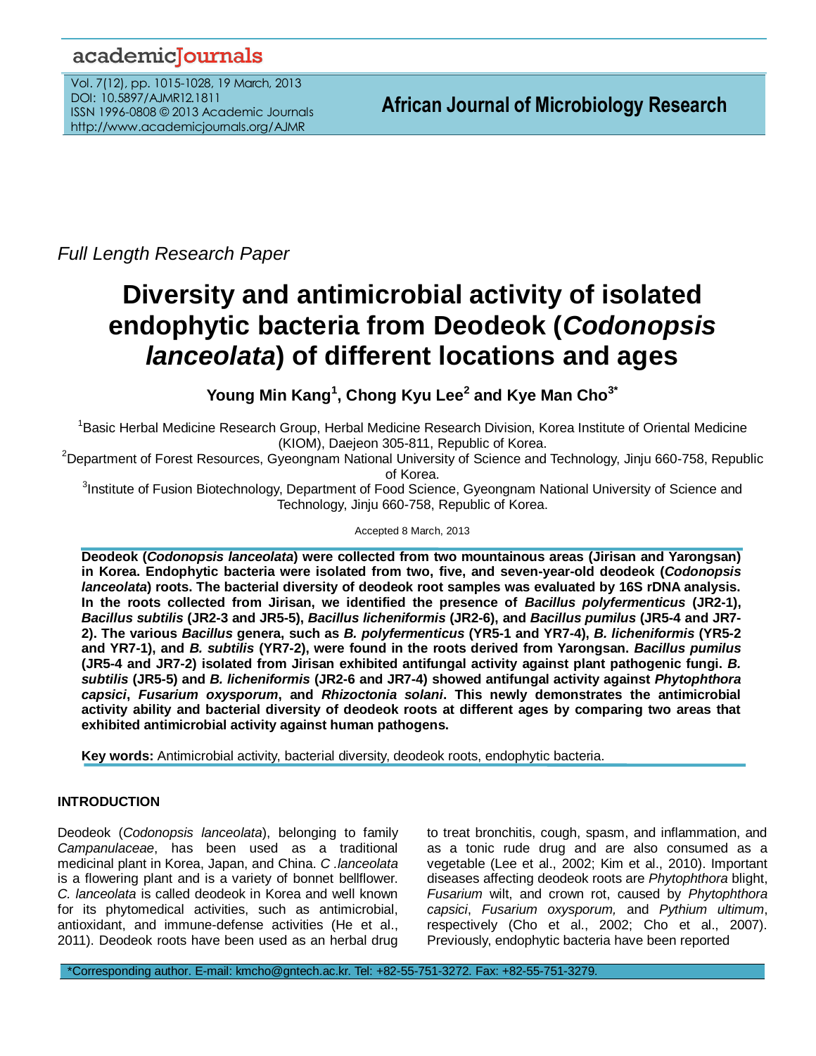*Full Length Research Paper*

# Diversity and antimicrobial activity of isolated endophytic bacteria from Deodeok (*Codonopsis lanceolata*) of different locations and ages

**Young Min Kang[1], Chong Kyu Lee[2] and Kye Man Cho[3*]**

[1]Basic Herbal Medicine Research Group, Herbal Medicine Research Division, Korea Institute of Oriental Medicine (KIOM), Daejeon 305-811, Republic of Korea.

[2]Department of Forest Resources, Gyeongnam National University of Science and Technology, Jinju 660-758, Republic of Korea.

[3]Institute of Fusion Biotechnology, Department of Food Science, Gyeongnam National University of Science and Technology, Jinju 660-758, Republic of Korea.

Accepted 8 March, 2013

**Deodeok (*Codonopsis lanceolata*) were collected from two mountainous areas (Jirisan and Yarongsan) in Korea. Endophytic bacteria were isolated from two, five, and seven-year-old deodeok (*Codonopsis lanceolata*) roots. The bacterial diversity of deodeok root samples was evaluated by 16S rDNA analysis. In the roots collected from Jirisan, we identified the presence of *Bacillus polyfermenticus* (JR2-1), *Bacillus subtilis* (JR2-3 and JR5-5), *Bacillus licheniformis* (JR2-6), and *Bacillus pumilus* (JR5-4 and JR7-2). The various *Bacillus* genera, such as *B. polyfermenticus* (YR5-1 and YR7-4), *B. licheniformis* (YR5-2 and YR7-1), and *B. subtilis* (YR7-2), were found in the roots derived from Yarongsan. *Bacillus pumilus* (JR5-4 and JR7-2) isolated from Jirisan exhibited antifungal activity against plant pathogenic fungi. *B. subtilis* (JR5-5) and *B. licheniformis* (JR2-6 and JR7-4) showed antifungal activity against *Phytophthora capsici*, *Fusarium oxysporum*, and *Rhizoctonia solani*. This newly demonstrates the antimicrobial activity ability and bacterial diversity of deodeok roots at different ages by comparing two areas that exhibited antimicrobial activity against human pathogens.**

**Key words:** Antimicrobial activity, bacterial diversity, deodeok roots, endophytic bacteria.

## INTRODUCTION

Deodeok (*Codonopsis lanceolata*), belonging to family *Campanulaceae*, has been used as a traditional medicinal plant in Korea, Japan, and China. *C .lanceolata* is a flowering plant and is a variety of bonnet bellflower. *C. lanceolata* is called deodeok in Korea and well known for its phytomedical activities, such as antimicrobial, antioxidant, and immune-defense activities (He et al., 2011). Deodeok roots have been used as an herbal drug to treat bronchitis, cough, spasm, and inflammation, and as a tonic rude drug and are also consumed as a vegetable (Lee et al., 2002; Kim et al., 2010). Important diseases affecting deodeok roots are *Phytophthora* blight, *Fusarium* wilt, and crown rot, caused by *Phytophthora capsici*, *Fusarium oxysporum,* and *Pythium ultimum*, respectively (Cho et al., 2002; Cho et al., 2007). Previously, endophytic bacteria have been reported

*Corresponding author. E-mail: kmcho@gntech.ac.kr. Tel: +82-55-751-3272. Fax: +82-55-751-3279.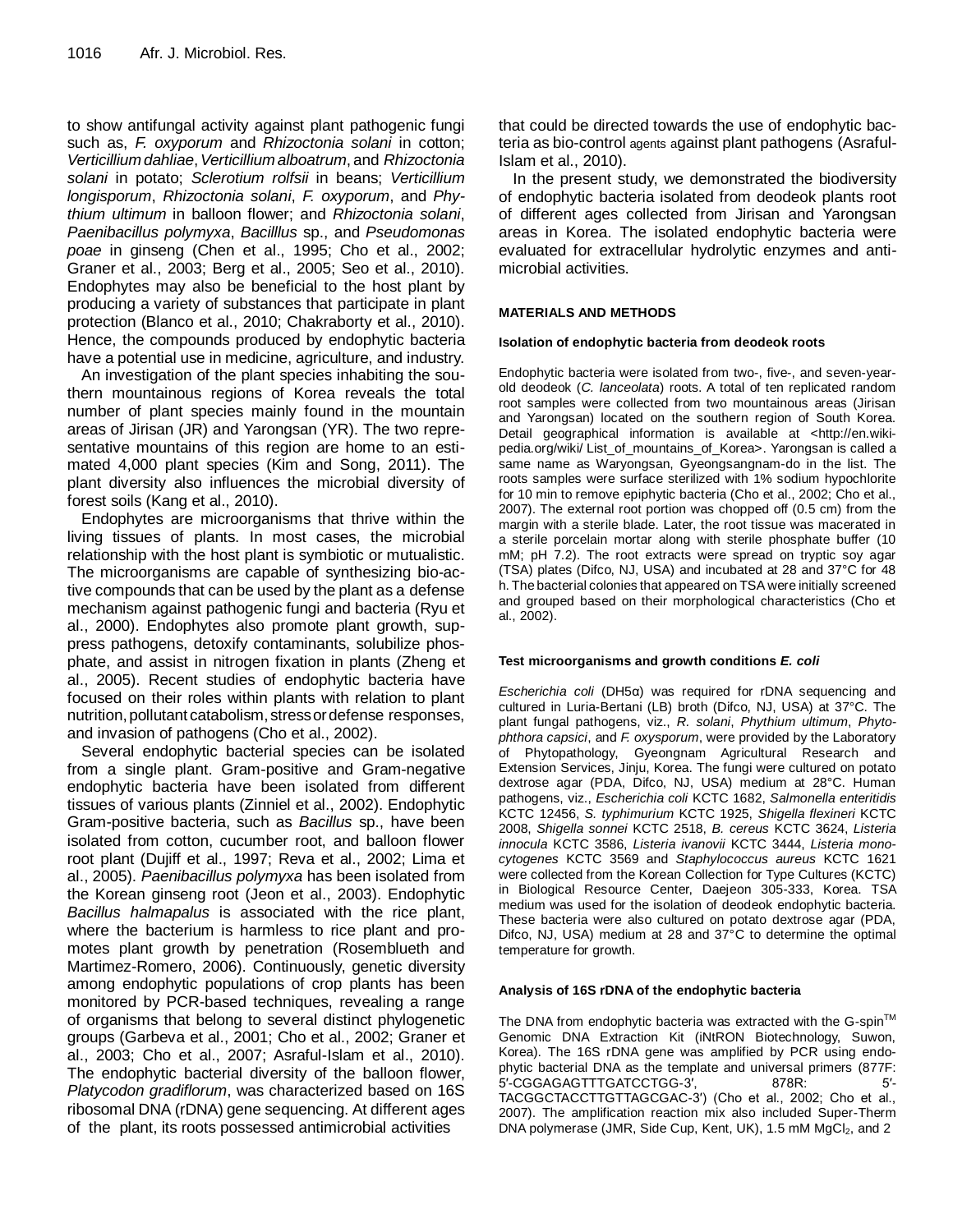to show antifungal activity against plant pathogenic fungi such as, *F. oxyporum* and *Rhizoctonia solani* in cotton; *Verticillium dahliae*, *Verticillium alboatrum*, and *Rhizoctonia solani* in potato; *Sclerotium rolfsii* in beans; *Verticillium longisporum*, *Rhizoctonia solani*, *F. oxyporum*, and *Phythium ultimum* in balloon flower; and *Rhizoctonia solani*, *Paenibacillus polymyxa*, *Bacilllus* sp., and *Pseudomonas poae* in ginseng (Chen et al., 1995; Cho et al., 2002; Graner et al., 2003; Berg et al., 2005; Seo et al., 2010). Endophytes may also be beneficial to the host plant by producing a variety of substances that participate in plant protection (Blanco et al., 2010; Chakraborty et al., 2010). Hence, the compounds produced by endophytic bacteria have a potential use in medicine, agriculture, and industry.

An investigation of the plant species inhabiting the southern mountainous regions of Korea reveals the total number of plant species mainly found in the mountain areas of Jirisan (JR) and Yarongsan (YR). The two representative mountains of this region are home to an estimated 4,000 plant species (Kim and Song, 2011). The plant diversity also influences the microbial diversity of forest soils (Kang et al., 2010).

Endophytes are microorganisms that thrive within the living tissues of plants. In most cases, the microbial relationship with the host plant is symbiotic or mutualistic. The microorganisms are capable of synthesizing bio-active compounds that can be used by the plant as a defense mechanism against pathogenic fungi and bacteria (Ryu et al., 2000). Endophytes also promote plant growth, suppress pathogens, detoxify contaminants, solubilize phosphate, and assist in nitrogen fixation in plants (Zheng et al., 2005). Recent studies of endophytic bacteria have focused on their roles within plants with relation to plant nutrition, pollutant catabolism, stress or defense responses, and invasion of pathogens (Cho et al., 2002).

Several endophytic bacterial species can be isolated from a single plant. Gram-positive and Gram-negative endophytic bacteria have been isolated from different tissues of various plants (Zinniel et al., 2002). Endophytic Gram-positive bacteria, such as *Bacillus* sp., have been isolated from cotton, cucumber root, and balloon flower root plant (Dujiff et al., 1997; Reva et al., 2002; Lima et al., 2005). *Paenibacillus polymyxa* has been isolated from the Korean ginseng root (Jeon et al., 2003). Endophytic *Bacillus halmapalus* is associated with the rice plant, where the bacterium is harmless to rice plant and promotes plant growth by penetration (Rosemblueth and Martimez-Romero, 2006). Continuously, genetic diversity among endophytic populations of crop plants has been monitored by PCR-based techniques, revealing a range of organisms that belong to several distinct phylogenetic groups (Garbeva et al., 2001; Cho et al., 2002; Graner et al., 2003; Cho et al., 2007; Asraful-Islam et al., 2010). The endophytic bacterial diversity of the balloon flower, *Platycodon gradiflorum*, was characterized based on 16S ribosomal DNA (rDNA) gene sequencing. At different ages of the plant, its roots possessed antimicrobial activities that could be directed towards the use of endophytic bacteria as bio-control agents against plant pathogens (Asraful-Islam et al., 2010).

In the present study, we demonstrated the biodiversity of endophytic bacteria isolated from deodeok plants root of different ages collected from Jirisan and Yarongsan areas in Korea. The isolated endophytic bacteria were evaluated for extracellular hydrolytic enzymes and antimicrobial activities.

## MATERIALS AND METHODS

### Isolation of endophytic bacteria from deodeok roots

Endophytic bacteria were isolated from two-, five-, and seven-year-old deodeok (*C. lanceolata*) roots. A total of ten replicated random root samples were collected from two mountainous areas (Jirisan and Yarongsan) located on the southern region of South Korea. Detail geographical information is available at <http://en.wikipedia.org/wiki/ List_of_mountains_of_Korea>. Yarongsan is called a same name as Waryongsan, Gyeongsangnam-do in the list. The roots samples were surface sterilized with 1% sodium hypochlorite for 10 min to remove epiphytic bacteria (Cho et al., 2002; Cho et al., 2007). The external root portion was chopped off (0.5 cm) from the margin with a sterile blade. Later, the root tissue was macerated in a sterile porcelain mortar along with sterile phosphate buffer (10 mM; pH 7.2). The root extracts were spread on tryptic soy agar (TSA) plates (Difco, NJ, USA) and incubated at 28 and 37°C for 48 h. The bacterial colonies that appeared on TSA were initially screened and grouped based on their morphological characteristics (Cho et al., 2002).

### Test microorganisms and growth conditions *E. coli*

*Escherichia coli* (DH5α) was required for rDNA sequencing and cultured in Luria-Bertani (LB) broth (Difco, NJ, USA) at 37°C. The plant fungal pathogens, viz., *R. solani*, *Phythium ultimum*, *Phytophthora capsici*, and *F. oxysporum*, were provided by the Laboratory of Phytopathology, Gyeongnam Agricultural Research and Extension Services, Jinju, Korea. The fungi were cultured on potato dextrose agar (PDA, Difco, NJ, USA) medium at 28°C. Human pathogens, viz., *Escherichia coli* KCTC 1682, *Salmonella enteritidis* KCTC 12456, *S. typhimurium* KCTC 1925, *Shigella flexineri* KCTC 2008, *Shigella sonnei* KCTC 2518, *B. cereus* KCTC 3624, *Listeria innocula* KCTC 3586, *Listeria ivanovii* KCTC 3444, *Listeria monocytogenes* KCTC 3569 and *Staphylococcus aureus* KCTC 1621 were collected from the Korean Collection for Type Cultures (KCTC) in Biological Resource Center, Daejeon 305-333, Korea. TSA medium was used for the isolation of deodeok endophytic bacteria. These bacteria were also cultured on potato dextrose agar (PDA, Difco, NJ, USA) medium at 28 and 37°C to determine the optimal temperature for growth.

### Analysis of 16S rDNA of the endophytic bacteria

The DNA from endophytic bacteria was extracted with the G-spin$^{TM}$ Genomic DNA Extraction Kit (iNtRON Biotechnology, Suwon, Korea). The 16S rDNA gene was amplified by PCR using endophytic bacterial DNA as the template and universal primers (877F: 5′-CGGAGAGTTTGATCCTGG-3′, 878R: 5′-TACGGCTACCTTGTTAGCGAC-3′) (Cho et al., 2002; Cho et al., 2007). The amplification reaction mix also included Super-Therm DNA polymerase (JMR, Side Cup, Kent, UK), 1.5 mM $MgCl_2$, and 2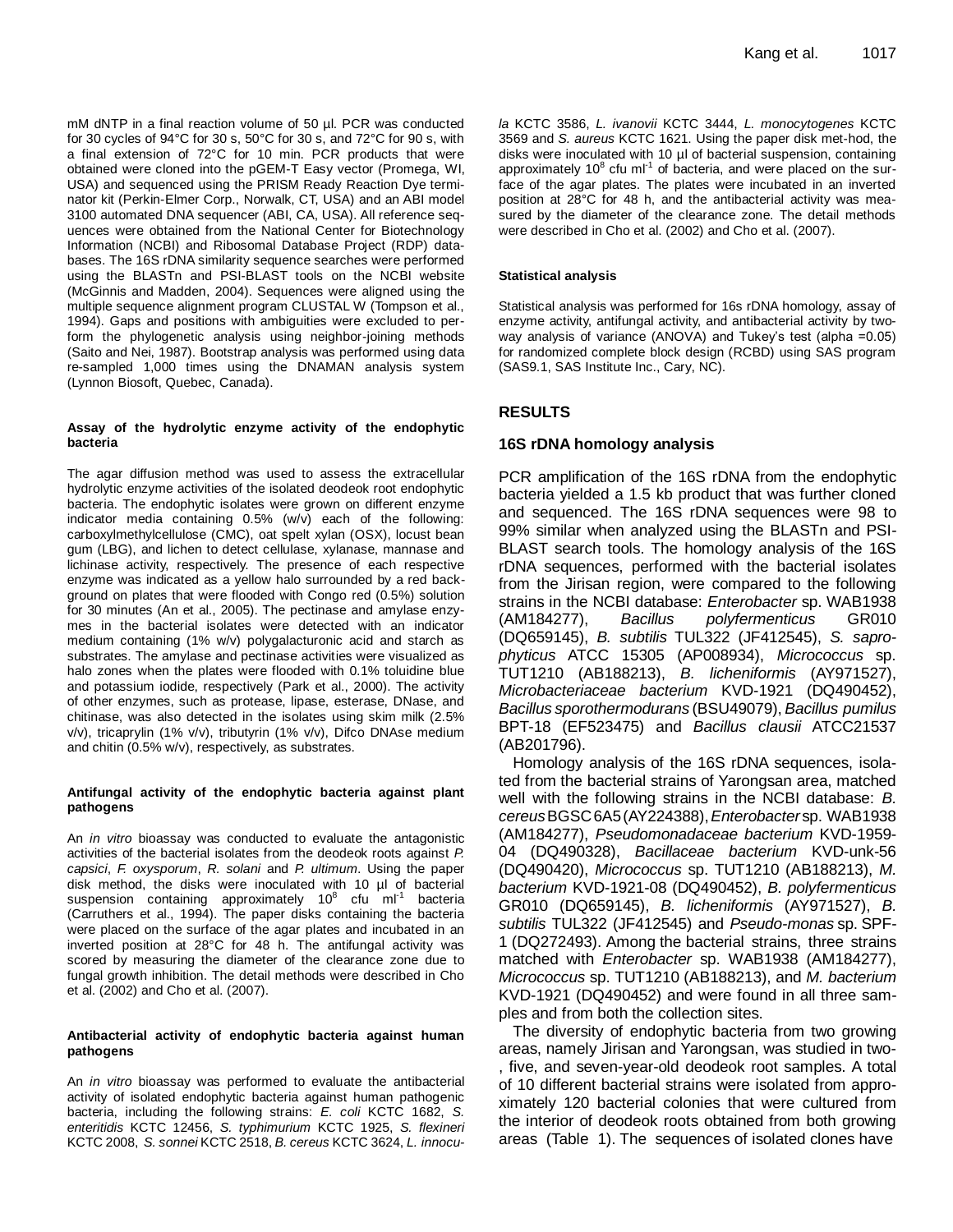mM dNTP in a final reaction volume of 50 µl. PCR was conducted for 30 cycles of 94°C for 30 s, 50°C for 30 s, and 72°C for 90 s, with a final extension of 72°C for 10 min. PCR products that were obtained were cloned into the pGEM-T Easy vector (Promega, WI, USA) and sequenced using the PRISM Ready Reaction Dye terminator kit (Perkin-Elmer Corp., Norwalk, CT, USA) and an ABI model 3100 automated DNA sequencer (ABI, CA, USA). All reference sequences were obtained from the National Center for Biotechnology Information (NCBI) and Ribosomal Database Project (RDP) databases. The 16S rDNA similarity sequence searches were performed using the BLASTn and PSI-BLAST tools on the NCBI website (McGinnis and Madden, 2004). Sequences were aligned using the multiple sequence alignment program CLUSTAL W (Tompson et al., 1994). Gaps and positions with ambiguities were excluded to perform the phylogenetic analysis using neighbor-joining methods (Saito and Nei, 1987). Bootstrap analysis was performed using data re-sampled 1,000 times using the DNAMAN analysis system (Lynnon Biosoft, Quebec, Canada).

#### Assay of the hydrolytic enzyme activity of the endophytic bacteria

The agar diffusion method was used to assess the extracellular hydrolytic enzyme activities of the isolated deodeok root endophytic bacteria. The endophytic isolates were grown on different enzyme indicator media containing 0.5% (w/v) each of the following: carboxylmethylcellulose (CMC), oat spelt xylan (OSX), locust bean gum (LBG), and lichen to detect cellulase, xylanase, mannase and lichinase activity, respectively. The presence of each respective enzyme was indicated as a yellow halo surrounded by a red background on plates that were flooded with Congo red (0.5%) solution for 30 minutes (An et al., 2005). The pectinase and amylase enzymes in the bacterial isolates were detected with an indicator medium containing (1% w/v) polygalacturonic acid and starch as substrates. The amylase and pectinase activities were visualized as halo zones when the plates were flooded with 0.1% toluidine blue and potassium iodide, respectively (Park et al., 2000). The activity of other enzymes, such as protease, lipase, esterase, DNase, and chitinase, was also detected in the isolates using skim milk (2.5% v/v), tricaprylin (1% v/v), tributyrin (1% v/v), Difco DNAse medium and chitin (0.5% w/v), respectively, as substrates.

#### Antifungal activity of the endophytic bacteria against plant pathogens

An *in vitro* bioassay was conducted to evaluate the antagonistic activities of the bacterial isolates from the deodeok roots against *P. capsici*, *F. oxysporum*, *R. solani* and *P. ultimum*. Using the paper disk method, the disks were inoculated with 10 µl of bacterial suspension containing approximately $10^8$ cfu ml$^{-1}$ bacteria (Carruthers et al., 1994). The paper disks containing the bacteria were placed on the surface of the agar plates and incubated in an inverted position at 28°C for 48 h. The antifungal activity was scored by measuring the diameter of the clearance zone due to fungal growth inhibition. The detail methods were described in Cho et al. (2002) and Cho et al. (2007).

#### Antibacterial activity of endophytic bacteria against human pathogens

An *in vitro* bioassay was performed to evaluate the antibacterial activity of isolated endophytic bacteria against human pathogenic bacteria, including the following strains: *E. coli* KCTC 1682, *S. enteritidis* KCTC 12456, *S. typhimurium* KCTC 1925, *S. flexineri* KCTC 2008, *S. sonnei* KCTC 2518, *B. cereus* KCTC 3624, *L. innocula* KCTC 3586, *L. ivanovii* KCTC 3444, *L. monocytogenes* KCTC 3569 and *S. aureus* KCTC 1621. Using the paper disk met-hod, the disks were inoculated with 10 µl of bacterial suspension, containing approximately $10^8$ cfu ml$^{-1}$ of bacteria, and were placed on the surface of the agar plates. The plates were incubated in an inverted position at 28°C for 48 h, and the antibacterial activity was measured by the diameter of the clearance zone. The detail methods were described in Cho et al. (2002) and Cho et al. (2007).

#### Statistical analysis

Statistical analysis was performed for 16s rDNA homology, assay of enzyme activity, antifungal activity, and antibacterial activity by two-way analysis of variance (ANOVA) and Tukey's test (alpha =0.05) for randomized complete block design (RCBD) using SAS program (SAS9.1, SAS Institute Inc., Cary, NC).

## RESULTS

### 16S rDNA homology analysis

PCR amplification of the 16S rDNA from the endophytic bacteria yielded a 1.5 kb product that was further cloned and sequenced. The 16S rDNA sequences were 98 to 99% similar when analyzed using the BLASTn and PSI-BLAST search tools. The homology analysis of the 16S rDNA sequences, performed with the bacterial isolates from the Jirisan region, were compared to the following strains in the NCBI database: *Enterobacter* sp. WAB1938 (AM184277), *Bacillus polyfermenticus* GR010 (DQ659145), *B. subtilis* TUL322 (JF412545), *S. saprophyticus* ATCC 15305 (AP008934), *Micrococcus* sp. TUT1210 (AB188213), *B. licheniformis* (AY971527), *Microbacteriaceae bacterium* KVD-1921 (DQ490452), *Bacillus sporothermodurans* (BSU49079), *Bacillus pumilus* BPT-18 (EF523475) and *Bacillus clausii* ATCC21537 (AB201796).

Homology analysis of the 16S rDNA sequences, isolated from the bacterial strains of Yarongsan area, matched well with the following strains in the NCBI database: *B. cereus* BGSC 6A5 (AY224388), *Enterobacter* sp. WAB1938 (AM184277), *Pseudomonadaceae bacterium* KVD-1959-04 (DQ490328), *Bacillaceae bacterium* KVD-unk-56 (DQ490420), *Micrococcus* sp. TUT1210 (AB188213), *M. bacterium* KVD-1921-08 (DQ490452), *B. polyfermenticus* GR010 (DQ659145), *B. licheniformis* (AY971527), *B. subtilis* TUL322 (JF412545) and *Pseudo-monas* sp. SPF-1 (DQ272493). Among the bacterial strains, three strains matched with *Enterobacter* sp. WAB1938 (AM184277), *Micrococcus* sp. TUT1210 (AB188213), and *M. bacterium* KVD-1921 (DQ490452) and were found in all three samples and from both the collection sites.

The diversity of endophytic bacteria from two growing areas, namely Jirisan and Yarongsan, was studied in two-, five, and seven-year-old deodeok root samples. A total of 10 different bacterial strains were isolated from approximately 120 bacterial colonies that were cultured from the interior of deodeok roots obtained from both growing areas (Table 1). The sequences of isolated clones have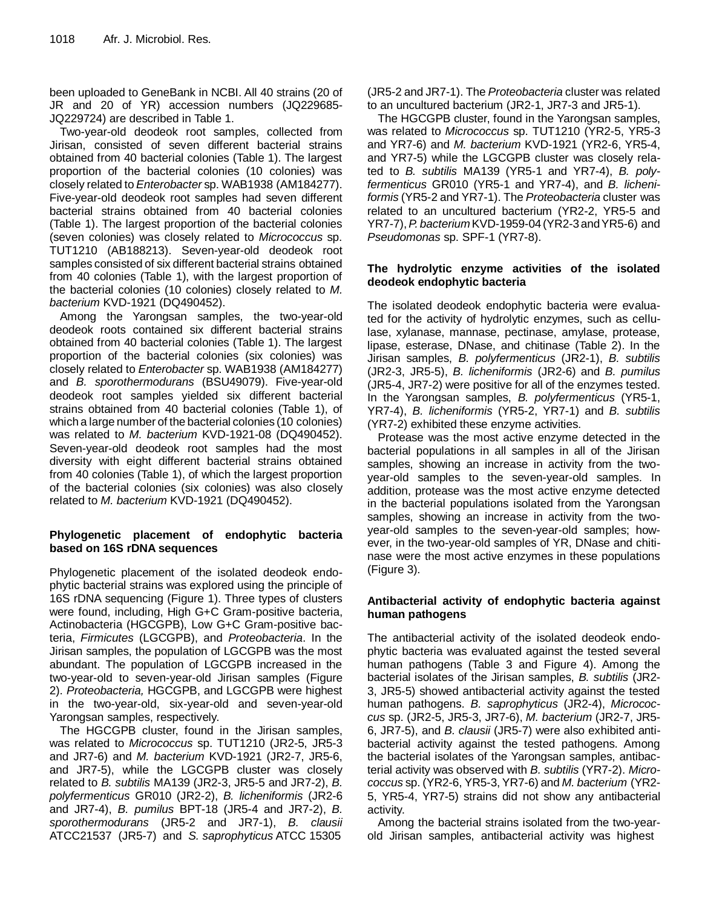been uploaded to GeneBank in NCBI. All 40 strains (20 of JR and 20 of YR) accession numbers (JQ229685-JQ229724) are described in Table 1.

Two-year-old deodeok root samples, collected from Jirisan, consisted of seven different bacterial strains obtained from 40 bacterial colonies (Table 1). The largest proportion of the bacterial colonies (10 colonies) was closely related to *Enterobacter* sp. WAB1938 (AM184277). Five-year-old deodeok root samples had seven different bacterial strains obtained from 40 bacterial colonies (Table 1). The largest proportion of the bacterial colonies (seven colonies) was closely related to *Micrococcus* sp. TUT1210 (AB188213). Seven-year-old deodeok root samples consisted of six different bacterial strains obtained from 40 colonies (Table 1), with the largest proportion of the bacterial colonies (10 colonies) closely related to *M. bacterium* KVD-1921 (DQ490452).

Among the Yarongsan samples, the two-year-old deodeok roots contained six different bacterial strains obtained from 40 bacterial colonies (Table 1). The largest proportion of the bacterial colonies (six colonies) was closely related to *Enterobacter* sp. WAB1938 (AM184277) and *B. sporothermodurans* (BSU49079). Five-year-old deodeok root samples yielded six different bacterial strains obtained from 40 bacterial colonies (Table 1), of which a large number of the bacterial colonies (10 colonies) was related to *M. bacterium* KVD-1921-08 (DQ490452). Seven-year-old deodeok root samples had the most diversity with eight different bacterial strains obtained from 40 colonies (Table 1), of which the largest proportion of the bacterial colonies (six colonies) was also closely related to *M. bacterium* KVD-1921 (DQ490452).

### Phylogenetic placement of endophytic bacteria based on 16S rDNA sequences

Phylogenetic placement of the isolated deodeok endophytic bacterial strains was explored using the principle of 16S rDNA sequencing (Figure 1). Three types of clusters were found, including, High G+C Gram-positive bacteria, Actinobacteria (HGCGPB), Low G+C Gram-positive bacteria, *Firmicutes* (LGCGPB), and *Proteobacteria*. In the Jirisan samples, the population of LGCGPB was the most abundant. The population of LGCGPB increased in the two-year-old to seven-year-old Jirisan samples (Figure 2). *Proteobacteria,* HGCGPB, and LGCGPB were highest in the two-year-old, six-year-old and seven-year-old Yarongsan samples, respectively.

The HGCGPB cluster, found in the Jirisan samples, was related to *Micrococcus* sp. TUT1210 (JR2-5, JR5-3 and JR7-6) and *M. bacterium* KVD-1921 (JR2-7, JR5-6, and JR7-5), while the LGCGPB cluster was closely related to *B. subtilis* MA139 (JR2-3, JR5-5 and JR7-2), *B. polyfermenticus* GR010 (JR2-2), *B. licheniformis* (JR2-6 and JR7-4), *B. pumilus* BPT-18 (JR5-4 and JR7-2), *B. sporothermodurans* (JR5-2 and JR7-1), *B. clausii* ATCC21537 (JR5-7) and *S. saprophyticus* ATCC 15305 (JR5-2 and JR7-1). The *Proteobacteria* cluster was related to an uncultured bacterium (JR2-1, JR7-3 and JR5-1).

The HGCGPB cluster, found in the Yarongsan samples, was related to *Micrococcus* sp. TUT1210 (YR2-5, YR5-3 and YR7-6) and *M. bacterium* KVD-1921 (YR2-6, YR5-4, and YR7-5) while the LGCGPB cluster was closely related to *B. subtilis* MA139 (YR5-1 and YR7-4), *B. polyfermenticus* GR010 (YR5-1 and YR7-4), and *B. licheniformis* (YR5-2 and YR7-1). The *Proteobacteria* cluster was related to an uncultured bacterium (YR2-2, YR5-5 and YR7-7), *P. bacterium* KVD-1959-04 (YR2-3 and YR5-6) and *Pseudomonas* sp. SPF-1 (YR7-8).

### The hydrolytic enzyme activities of the isolated deodeok endophytic bacteria

The isolated deodeok endophytic bacteria were evaluated for the activity of hydrolytic enzymes, such as cellulase, xylanase, mannase, pectinase, amylase, protease, lipase, esterase, DNase, and chitinase (Table 2). In the Jirisan samples, *B. polyfermenticus* (JR2-1), *B. subtilis* (JR2-3, JR5-5), *B. licheniformis* (JR2-6) and *B. pumilus* (JR5-4, JR7-2) were positive for all of the enzymes tested. In the Yarongsan samples, *B. polyfermenticus* (YR5-1, YR7-4), *B. licheniformis* (YR5-2, YR7-1) and *B. subtilis* (YR7-2) exhibited these enzyme activities.

Protease was the most active enzyme detected in the bacterial populations in all samples in all of the Jirisan samples, showing an increase in activity from the two-year-old samples to the seven-year-old samples. In addition, protease was the most active enzyme detected in the bacterial populations isolated from the Yarongsan samples, showing an increase in activity from the two-year-old samples to the seven-year-old samples; however, in the two-year-old samples of YR, DNase and chitinase were the most active enzymes in these populations (Figure 3).

### Antibacterial activity of endophytic bacteria against human pathogens

The antibacterial activity of the isolated deodeok endophytic bacteria was evaluated against the tested several human pathogens (Table 3 and Figure 4). Among the bacterial isolates of the Jirisan samples, *B. subtilis* (JR2-3, JR5-5) showed antibacterial activity against the tested human pathogens. *B. saprophyticus* (JR2-4), *Micrococcus* sp. (JR2-5, JR5-3, JR7-6), *M. bacterium* (JR2-7, JR5-6, JR7-5), and *B. clausii* (JR5-7) were also exhibited antibacterial activity against the tested pathogens. Among the bacterial isolates of the Yarongsan samples, antibacterial activity was observed with *B. subtilis* (YR7-2). *Micrococcus* sp. (YR2-6, YR5-3, YR7-6) and *M. bacterium* (YR2-5, YR5-4, YR7-5) strains did not show any antibacterial activity.

Among the bacterial strains isolated from the two-year-old Jirisan samples, antibacterial activity was highest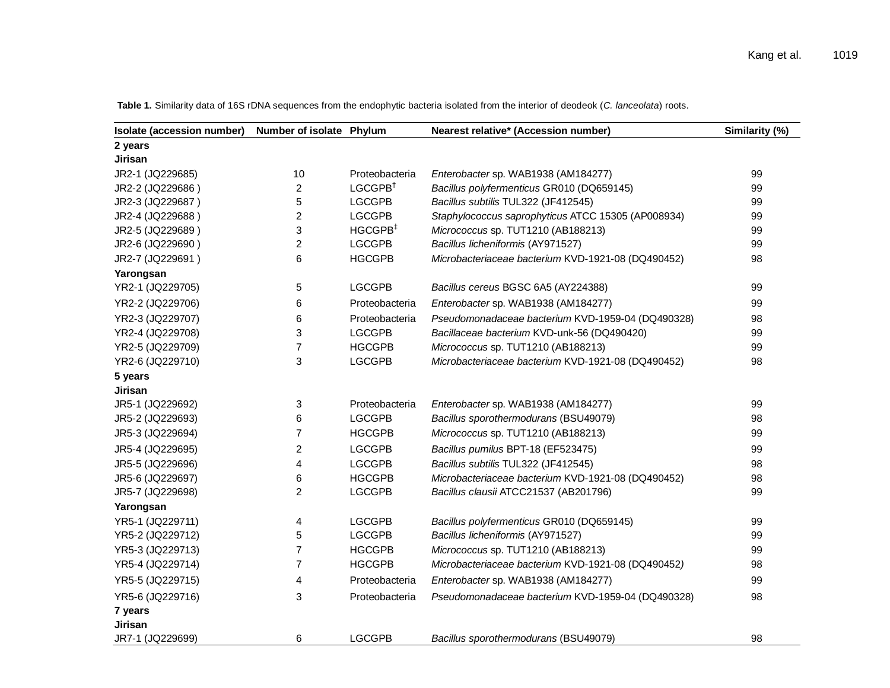**Table 1.** Similarity data of 16S rDNA sequences from the endophytic bacteria isolated from the interior of deodeok (*C. lanceolata*) roots.

| Isolate (accession number) | Number of isolate | Phylum | Nearest relative* (Accession number) | Similarity (%) |
|---|---|---|---|---|
| **2 years** | | | | |
| **Jirisan** | | | | |
| JR2-1 (JQ229685) | 10 | Proteobacteria | *Enterobacter* sp. WAB1938 (AM184277) | 99 |
| JR2-2 (JQ229686 ) | 2 | LGCGPB[†] | *Bacillus polyfermenticus* GR010 (DQ659145) | 99 |
| JR2-3 (JQ229687 ) | 5 | LGCGPB | *Bacillus subtilis* TUL322 (JF412545) | 99 |
| JR2-4 (JQ229688 ) | 2 | LGCGPB | *Staphylococcus saprophyticus* ATCC 15305 (AP008934) | 99 |
| JR2-5 (JQ229689 ) | 3 | HGCGPB[‡] | *Micrococcus* sp. TUT1210 (AB188213) | 99 |
| JR2-6 (JQ229690 ) | 2 | LGCGPB | *Bacillus licheniformis* (AY971527) | 99 |
| JR2-7 (JQ229691 ) | 6 | HGCGPB | *Microbacteriaceae bacterium* KVD-1921-08 (DQ490452) | 98 |
| **Yarongsan** | | | | |
| YR2-1 (JQ229705) | 5 | LGCGPB | *Bacillus cereus* BGSC 6A5 (AY224388) | 99 |
| YR2-2 (JQ229706) | 6 | Proteobacteria | *Enterobacter* sp. WAB1938 (AM184277) | 99 |
| YR2-3 (JQ229707) | 6 | Proteobacteria | *Pseudomonadaceae bacterium* KVD-1959-04 (DQ490328) | 98 |
| YR2-4 (JQ229708) | 3 | LGCGPB | *Bacillaceae bacterium* KVD-unk-56 (DQ490420) | 99 |
| YR2-5 (JQ229709) | 7 | HGCGPB | *Micrococcus* sp. TUT1210 (AB188213) | 99 |
| YR2-6 (JQ229710) | 3 | LGCGPB | *Microbacteriaceae bacterium* KVD-1921-08 (DQ490452) | 98 |
| **5 years** | | | | |
| **Jirisan** | | | | |
| JR5-1 (JQ229692) | 3 | Proteobacteria | *Enterobacter* sp. WAB1938 (AM184277) | 99 |
| JR5-2 (JQ229693) | 6 | LGCGPB | *Bacillus sporothermodurans* (BSU49079) | 98 |
| JR5-3 (JQ229694) | 7 | HGCGPB | *Micrococcus* sp. TUT1210 (AB188213) | 99 |
| JR5-4 (JQ229695) | 2 | LGCGPB | *Bacillus pumilus* BPT-18 (EF523475) | 99 |
| JR5-5 (JQ229696) | 4 | LGCGPB | *Bacillus subtilis* TUL322 (JF412545) | 98 |
| JR5-6 (JQ229697) | 6 | HGCGPB | *Microbacteriaceae bacterium* KVD-1921-08 (DQ490452) | 98 |
| JR5-7 (JQ229698) | 2 | LGCGPB | *Bacillus clausii* ATCC21537 (AB201796) | 99 |
| **Yarongsan** | | | | |
| YR5-1 (JQ229711) | 4 | LGCGPB | *Bacillus polyfermenticus* GR010 (DQ659145) | 99 |
| YR5-2 (JQ229712) | 5 | LGCGPB | *Bacillus licheniformis* (AY971527) | 99 |
| YR5-3 (JQ229713) | 7 | HGCGPB | *Micrococcus* sp. TUT1210 (AB188213) | 99 |
| YR5-4 (JQ229714) | 7 | HGCGPB | *Microbacteriaceae bacterium* KVD-1921-08 (DQ490452) | 98 |
| YR5-5 (JQ229715) | 4 | Proteobacteria | *Enterobacter* sp. WAB1938 (AM184277) | 99 |
| YR5-6 (JQ229716) | 3 | Proteobacteria | *Pseudomonadaceae bacterium* KVD-1959-04 (DQ490328) | 98 |
| **7 years** | | | | |
| **Jirisan** | | | | |
| JR7-1 (JQ229699) | 6 | LGCGPB | *Bacillus sporothermodurans* (BSU49079) | 98 |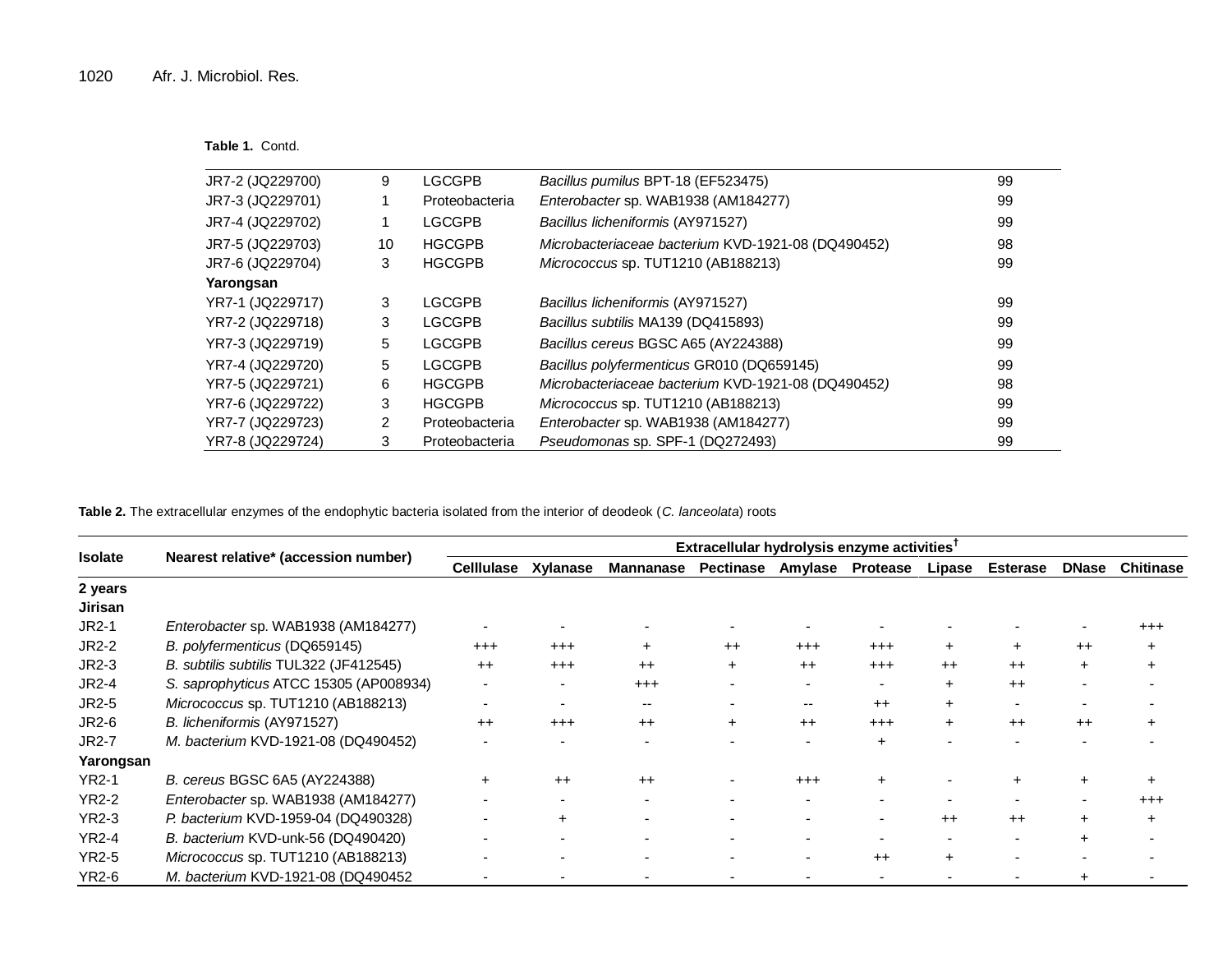**Table 1.** Contd.

| | | | | |
|---|---|---|---|---|
| JR7-2 (JQ229700) | 9 | LGCGPB | *Bacillus pumilus* BPT-18 (EF523475) | 99 |
| JR7-3 (JQ229701) | 1 | Proteobacteria | *Enterobacter* sp. WAB1938 (AM184277) | 99 |
| JR7-4 (JQ229702) | 1 | LGCGPB | *Bacillus licheniformis* (AY971527) | 99 |
| JR7-5 (JQ229703) | 10 | HGCGPB | *Microbacteriaceae bacterium* KVD-1921-08 (DQ490452) | 98 |
| JR7-6 (JQ229704) | 3 | HGCGPB | *Micrococcus* sp. TUT1210 (AB188213) | 99 |
| **Yarongsan** | | | | |
| YR7-1 (JQ229717) | 3 | LGCGPB | *Bacillus licheniformis* (AY971527) | 99 |
| YR7-2 (JQ229718) | 3 | LGCGPB | *Bacillus subtilis* MA139 (DQ415893) | 99 |
| YR7-3 (JQ229719) | 5 | LGCGPB | *Bacillus cereus* BGSC A65 (AY224388) | 99 |
| YR7-4 (JQ229720) | 5 | LGCGPB | *Bacillus polyfermenticus* GR010 (DQ659145) | 99 |
| YR7-5 (JQ229721) | 6 | HGCGPB | *Microbacteriaceae bacterium* KVD-1921-08 (DQ490452) | 98 |
| YR7-6 (JQ229722) | 3 | HGCGPB | *Micrococcus* sp. TUT1210 (AB188213) | 99 |
| YR7-7 (JQ229723) | 2 | Proteobacteria | *Enterobacter* sp. WAB1938 (AM184277) | 99 |
| YR7-8 (JQ229724) | 3 | Proteobacteria | *Pseudomonas* sp. SPF-1 (DQ272493) | 99 |

**Table 2.** The extracellular enzymes of the endophytic bacteria isolated from the interior of deodeok (*C. lanceolata*) roots

| Isolate | Nearest relative* (accession number) | Extracellular hydrolysis enzyme activities† | | | | | | | | | |
|---|---|---|---|---|---|---|---|---|---|---|---|
| | | Celllulase | Xylanase | Mannanase | Pectinase | Amylase | Protease | Lipase | Esterase | DNase | Chitinase |
| **2 years** | | | | | | | | | | | |
| **Jirisan** | | | | | | | | | | | |
| JR2-1 | *Enterobacter* sp. WAB1938 (AM184277) | - | - | - | - | - | - | - | - | - | +++ |
| JR2-2 | *B. polyfermenticus* (DQ659145) | +++ | +++ | + | ++ | +++ | +++ | + | + | ++ | + |
| JR2-3 | *B. subtilis subtilis* TUL322 (JF412545) | ++ | +++ | ++ | + | ++ | +++ | ++ | ++ | + | + |
| JR2-4 | *S. saprophyticus* ATCC 15305 (AP008934) | - | - | +++ | - | - | - | + | ++ | - | - |
| JR2-5 | *Micrococcus* sp. TUT1210 (AB188213) | - | - | -- | - | -- | ++ | + | - | - | - |
| JR2-6 | *B. licheniformis* (AY971527) | ++ | +++ | ++ | + | ++ | +++ | + | ++ | ++ | + |
| JR2-7 | *M. bacterium* KVD-1921-08 (DQ490452) | - | - | - | - | - | + | - | - | - | - |
| **Yarongsan** | | | | | | | | | | | |
| YR2-1 | *B. cereus* BGSC 6A5 (AY224388) | + | ++ | ++ | - | +++ | + | - | + | + | + |
| YR2-2 | *Enterobacter* sp. WAB1938 (AM184277) | - | - | - | - | - | - | - | - | - | +++ |
| YR2-3 | *P. bacterium* KVD-1959-04 (DQ490328) | - | + | - | - | - | - | ++ | ++ | + | + |
| YR2-4 | *B. bacterium* KVD-unk-56 (DQ490420) | - | - | - | - | - | - | - | - | + | - |
| YR2-5 | *Micrococcus* sp. TUT1210 (AB188213) | - | - | - | - | - | ++ | + | - | - | - |
| YR2-6 | *M. bacterium* KVD-1921-08 (DQ490452 | - | - | - | - | - | - | - | - | + | - |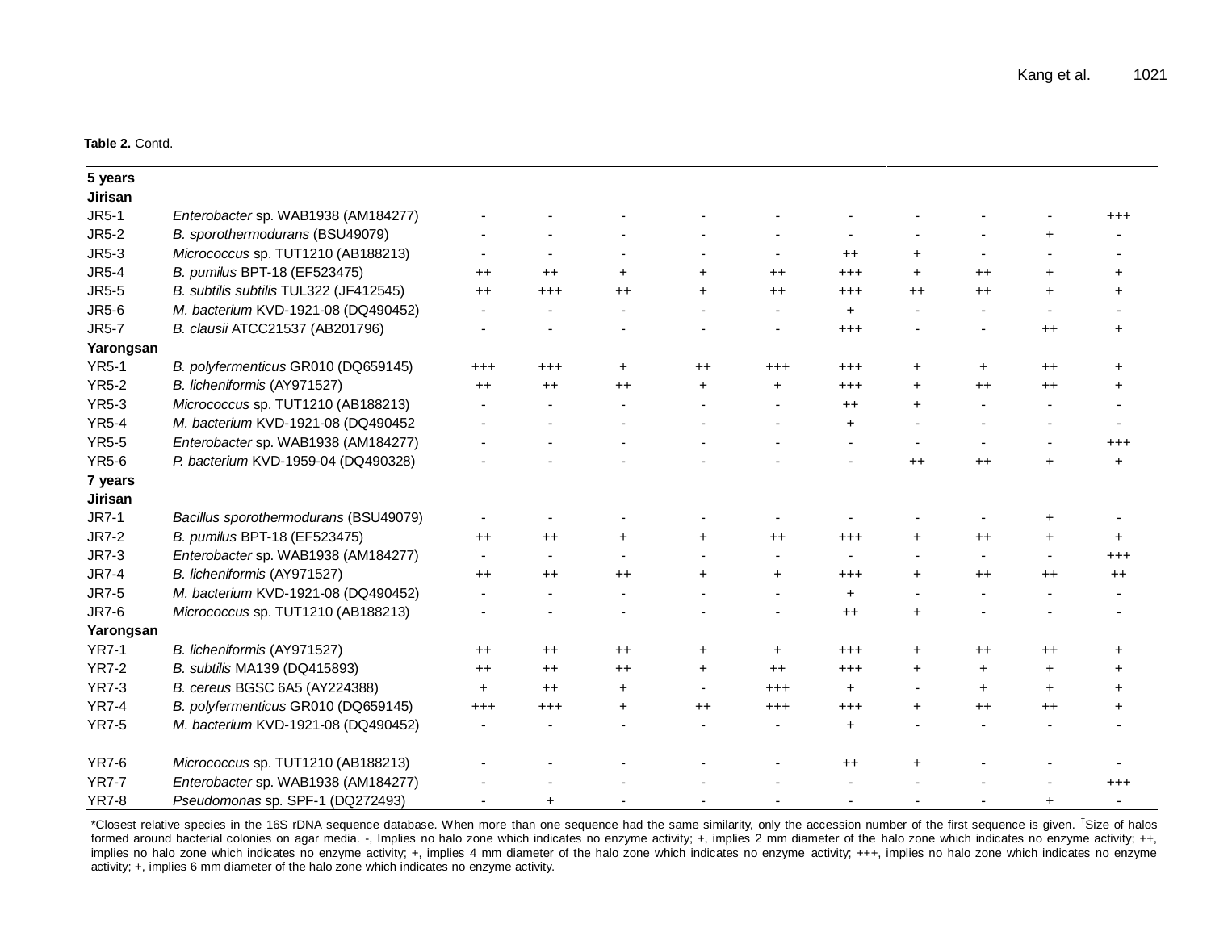**Table 2.** Contd.

| | | | | | | | | | | | |
|---|---|---|---|---|---|---|---|---|---|---|---|
| **5 years** | | | | | | | | | | | |
| **Jirisan** | | | | | | | | | | | |
| JR5-1 | *Enterobacter* sp. WAB1938 (AM184277) | - | - | - | - | - | - | - | - | - | +++ |
| JR5-2 | *B. sporothermodurans* (BSU49079) | - | - | - | - | - | - | - | - | + | - |
| JR5-3 | *Micrococcus* sp. TUT1210 (AB188213) | - | - | - | - | - | ++ | + | - | - | - |
| JR5-4 | *B. pumilus* BPT-18 (EF523475) | ++ | ++ | + | + | ++ | +++ | + | ++ | + | + |
| JR5-5 | *B. subtilis subtilis* TUL322 (JF412545) | ++ | +++ | ++ | + | ++ | +++ | ++ | ++ | + | + |
| JR5-6 | *M. bacterium* KVD-1921-08 (DQ490452) | - | - | - | - | - | + | - | - | - | - |
| JR5-7 | *B. clausii* ATCC21537 (AB201796) | - | - | - | - | - | +++ | - | - | ++ | + |
| **Yarongsan** | | | | | | | | | | | |
| YR5-1 | *B. polyfermenticus* GR010 (DQ659145) | +++ | +++ | + | ++ | +++ | +++ | + | + | ++ | + |
| YR5-2 | *B. licheniformis* (AY971527) | ++ | ++ | ++ | + | + | +++ | + | ++ | ++ | + |
| YR5-3 | *Micrococcus* sp. TUT1210 (AB188213) | - | - | - | - | - | ++ | + | - | - | - |
| YR5-4 | *M. bacterium* KVD-1921-08 (DQ490452 | - | - | - | - | - | + | - | - | - | - |
| YR5-5 | *Enterobacter* sp. WAB1938 (AM184277) | - | - | - | - | - | - | - | - | - | +++ |
| YR5-6 | *P. bacterium* KVD-1959-04 (DQ490328) | - | - | - | - | - | - | ++ | ++ | + | + |
| **7 years** | | | | | | | | | | | |
| **Jirisan** | | | | | | | | | | | |
| JR7-1 | *Bacillus sporothermodurans* (BSU49079) | - | - | - | - | - | - | - | - | + | - |
| JR7-2 | *B. pumilus* BPT-18 (EF523475) | ++ | ++ | + | + | ++ | +++ | + | ++ | + | + |
| JR7-3 | *Enterobacter* sp. WAB1938 (AM184277) | - | - | - | - | - | - | - | - | - | +++ |
| JR7-4 | *B. licheniformis* (AY971527) | ++ | ++ | ++ | + | + | +++ | + | ++ | ++ | ++ |
| JR7-5 | *M. bacterium* KVD-1921-08 (DQ490452) | - | - | - | - | - | + | - | - | - | - |
| JR7-6 | *Micrococcus* sp. TUT1210 (AB188213) | - | - | - | - | - | ++ | + | - | - | - |
| **Yarongsan** | | | | | | | | | | | |
| YR7-1 | *B. licheniformis* (AY971527) | ++ | ++ | ++ | + | + | +++ | + | ++ | ++ | + |
| YR7-2 | *B. subtilis* MA139 (DQ415893) | ++ | ++ | ++ | + | ++ | +++ | + | + | + | + |
| YR7-3 | *B. cereus* BGSC 6A5 (AY224388) | + | ++ | + | - | +++ | + | - | + | + | + |
| YR7-4 | *B. polyfermenticus* GR010 (DQ659145) | +++ | +++ | + | ++ | +++ | +++ | + | ++ | ++ | + |
| YR7-5 | *M. bacterium* KVD-1921-08 (DQ490452) | - | - | - | - | - | + | - | - | - | - |
| YR7-6 | *Micrococcus* sp. TUT1210 (AB188213) | - | - | - | - | - | ++ | + | - | - | - |
| YR7-7 | *Enterobacter* sp. WAB1938 (AM184277) | - | - | - | - | - | - | - | - | - | +++ |
| YR7-8 | *Pseudomonas* sp. SPF-1 (DQ272493) | - | + | - | - | - | - | - | - | + | - |

*Closest relative species in the 16S rDNA sequence database. When more than one sequence had the same similarity, only the accession number of the first sequence is given. †Size of halos formed around bacterial colonies on agar media. -, Implies no halo zone which indicates no enzyme activity; +, implies 2 mm diameter of the halo zone which indicates no enzyme activity; ++, implies no halo zone which indicates no enzyme activity; +, implies 4 mm diameter of the halo zone which indicates no enzyme activity; +++, implies no halo zone which indicates no enzyme activity; +, implies 6 mm diameter of the halo zone which indicates no enzyme activity.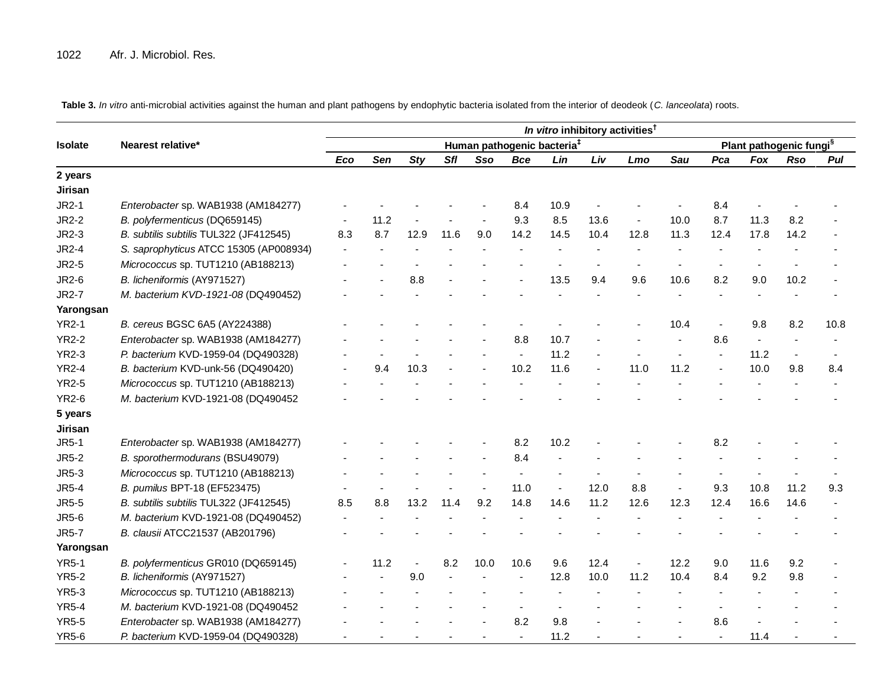**Table 3.** *In vitro* anti-microbial activities against the human and plant pathogens by endophytic bacteria isolated from the interior of deodeok (*C. lanceolata*) roots.

| Isolate | Nearest relative* | *In vitro* inhibitory activities† | | | | | | | | | | | | | |
|---|---|---|---|---|---|---|---|---|---|---|---|---|---|---|---|
| | | Human pathogenic bacteria‡ | | | | | | | | | | Plant pathogenic fungi§ | | | |
| | | *Eco* | *Sen* | *Sty* | *Sfl* | *Sso* | *Bce* | *Lin* | *Liv* | *Lmo* | *Sau* | *Pca* | *Fox* | *Rso* | *Pul* |
| **2 years** | | | | | | | | | | | | | | | |
| **Jirisan** | | | | | | | | | | | | | | | |
| JR2-1 | *Enterobacter* sp. WAB1938 (AM184277) | - | - | - | - | - | 8.4 | 10.9 | - | - | - | 8.4 | - | - | - |
| JR2-2 | *B. polyfermenticus* (DQ659145) | - | 11.2 | - | - | - | 9.3 | 8.5 | 13.6 | - | 10.0 | 8.7 | 11.3 | 8.2 | - |
| JR2-3 | *B. subtilis subtilis* TUL322 (JF412545) | 8.3 | 8.7 | 12.9 | 11.6 | 9.0 | 14.2 | 14.5 | 10.4 | 12.8 | 11.3 | 12.4 | 17.8 | 14.2 | - |
| JR2-4 | *S. saprophyticus* ATCC 15305 (AP008934) | - | - | - | - | - | - | - | - | - | - | - | - | - | - |
| JR2-5 | *Micrococcus* sp. TUT1210 (AB188213) | - | - | - | - | - | - | - | - | - | - | - | - | - | - |
| JR2-6 | *B. licheniformis* (AY971527) | - | - | 8.8 | - | - | - | 13.5 | 9.4 | 9.6 | 10.6 | 8.2 | 9.0 | 10.2 | - |
| JR2-7 | *M. bacterium KVD-1921-08* (DQ490452) | - | - | - | - | - | - | - | - | - | - | - | - | - | - |
| **Yarongsan** | | | | | | | | | | | | | | | |
| YR2-1 | *B. cereus* BGSC 6A5 (AY224388) | - | - | - | - | - | - | - | - | - | 10.4 | - | 9.8 | 8.2 | 10.8 |
| YR2-2 | *Enterobacter* sp. WAB1938 (AM184277) | - | - | - | - | - | 8.8 | 10.7 | - | - | - | 8.6 | - | - | - |
| YR2-3 | *P. bacterium* KVD-1959-04 (DQ490328) | - | - | - | - | - | - | 11.2 | - | - | - | - | 11.2 | - | - |
| YR2-4 | *B. bacterium* KVD-unk-56 (DQ490420) | - | 9.4 | 10.3 | - | - | 10.2 | 11.6 | - | 11.0 | 11.2 | - | 10.0 | 9.8 | 8.4 |
| YR2-5 | *Micrococcus* sp. TUT1210 (AB188213) | - | - | - | - | - | - | - | - | - | - | - | - | - | - |
| YR2-6 | *M. bacterium* KVD-1921-08 (DQ490452 | - | - | - | - | - | - | - | - | - | - | - | - | - | - |
| **5 years** | | | | | | | | | | | | | | | |
| **Jirisan** | | | | | | | | | | | | | | | |
| JR5-1 | *Enterobacter* sp. WAB1938 (AM184277) | - | - | - | - | - | 8.2 | 10.2 | - | - | - | 8.2 | - | - | - |
| JR5-2 | *B. sporothermodurans* (BSU49079) | - | - | - | - | - | 8.4 | - | - | - | - | - | - | - | - |
| JR5-3 | *Micrococcus* sp. TUT1210 (AB188213) | - | - | - | - | - | - | - | - | - | - | - | - | - | - |
| JR5-4 | *B. pumilus* BPT-18 (EF523475) | - | - | - | - | - | 11.0 | - | 12.0 | 8.8 | - | 9.3 | 10.8 | 11.2 | 9.3 |
| JR5-5 | *B. subtilis subtilis* TUL322 (JF412545) | 8.5 | 8.8 | 13.2 | 11.4 | 9.2 | 14.8 | 14.6 | 11.2 | 12.6 | 12.3 | 12.4 | 16.6 | 14.6 | - |
| JR5-6 | *M. bacterium* KVD-1921-08 (DQ490452) | - | - | - | - | - | - | - | - | - | - | - | - | - | - |
| JR5-7 | *B. clausii* ATCC21537 (AB201796) | - | - | - | - | - | - | - | - | - | - | - | - | - | - |
| **Yarongsan** | | | | | | | | | | | | | | | |
| YR5-1 | *B. polyfermenticus* GR010 (DQ659145) | - | 11.2 | - | 8.2 | 10.0 | 10.6 | 9.6 | 12.4 | - | 12.2 | 9.0 | 11.6 | 9.2 | - |
| YR5-2 | *B. licheniformis* (AY971527) | - | - | 9.0 | - | - | - | 12.8 | 10.0 | 11.2 | 10.4 | 8.4 | 9.2 | 9.8 | - |
| YR5-3 | *Micrococcus* sp. TUT1210 (AB188213) | - | - | - | - | - | - | - | - | - | - | - | - | - | - |
| YR5-4 | *M. bacterium* KVD-1921-08 (DQ490452 | - | - | - | - | - | - | - | - | - | - | - | - | - | - |
| YR5-5 | *Enterobacter* sp. WAB1938 (AM184277) | - | - | - | - | - | 8.2 | 9.8 | - | - | - | 8.6 | - | - | - |
| YR5-6 | *P. bacterium* KVD-1959-04 (DQ490328) | - | - | - | - | - | - | 11.2 | - | - | - | - | 11.4 | - | - |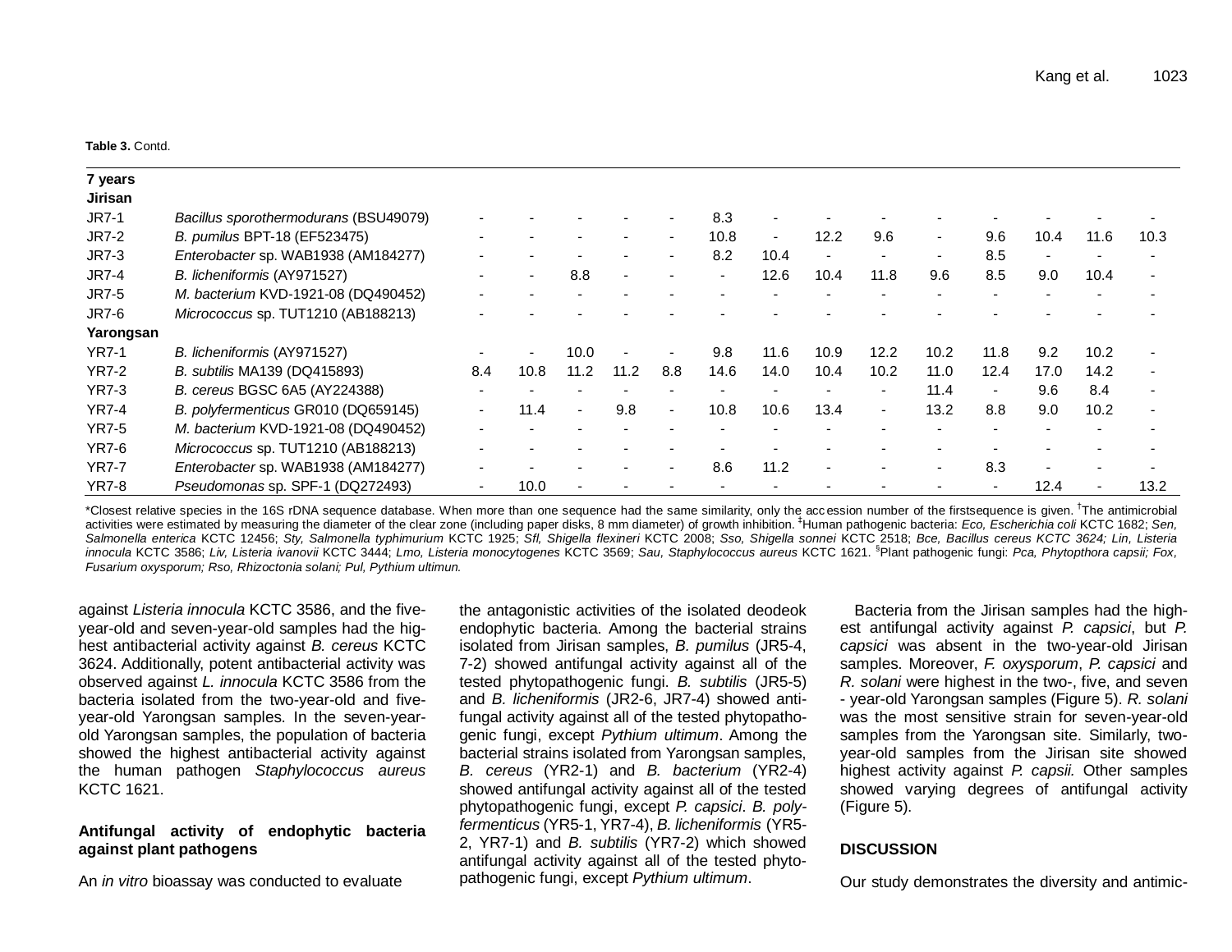**Table 3.** Contd.

| | | | | | | | | | | | | | | | |
|---|---|---|---|---|---|---|---|---|---|---|---|---|---|---|---|
| **7 years** | | | | | | | | | | | | | | | |
| **Jirisan** | | | | | | | | | | | | | | | |
| JR7-1 | *Bacillus sporothermodurans* (BSU49079) | - | - | - | - | - | 8.3 | - | - | - | - | - | - | - | - |
| JR7-2 | *B. pumilus* BPT-18 (EF523475) | - | - | - | - | - | 10.8 | - | 12.2 | 9.6 | - | 9.6 | 10.4 | 11.6 | 10.3 |
| JR7-3 | *Enterobacter* sp. WAB1938 (AM184277) | - | - | - | - | - | 8.2 | 10.4 | - | - | - | 8.5 | - | - | - |
| JR7-4 | *B. licheniformis* (AY971527) | - | - | 8.8 | - | - | - | 12.6 | 10.4 | 11.8 | 9.6 | 8.5 | 9.0 | 10.4 | - |
| JR7-5 | *M. bacterium* KVD-1921-08 (DQ490452) | - | - | - | - | - | - | - | - | - | - | - | - | - | - |
| JR7-6 | *Micrococcus* sp. TUT1210 (AB188213) | - | - | - | - | - | - | - | - | - | - | - | - | - | - |
| **Yarongsan** | | | | | | | | | | | | | | | |
| YR7-1 | *B. licheniformis* (AY971527) | - | - | 10.0 | - | - | 9.8 | 11.6 | 10.9 | 12.2 | 10.2 | 11.8 | 9.2 | 10.2 | - |
| YR7-2 | *B. subtilis* MA139 (DQ415893) | 8.4 | 10.8 | 11.2 | 11.2 | 8.8 | 14.6 | 14.0 | 10.4 | 10.2 | 11.0 | 12.4 | 17.0 | 14.2 | - |
| YR7-3 | *B. cereus* BGSC 6A5 (AY224388) | - | - | - | - | - | - | - | - | - | 11.4 | - | 9.6 | 8.4 | - |
| YR7-4 | *B. polyfermenticus* GR010 (DQ659145) | - | 11.4 | - | 9.8 | - | 10.8 | 10.6 | 13.4 | - | 13.2 | 8.8 | 9.0 | 10.2 | - |
| YR7-5 | *M. bacterium* KVD-1921-08 (DQ490452) | - | - | - | - | - | - | - | - | - | - | - | - | - | - |
| YR7-6 | *Micrococcus* sp. TUT1210 (AB188213) | - | - | - | - | - | - | - | - | - | - | - | - | - | - |
| YR7-7 | *Enterobacter* sp. WAB1938 (AM184277) | - | - | - | - | - | 8.6 | 11.2 | - | - | - | 8.3 | - | - | - |
| YR7-8 | *Pseudomonas* sp. SPF-1 (DQ272493) | - | 10.0 | - | - | - | - | - | - | - | - | - | 12.4 | - | 13.2 |

*Closest relative species in the 16S rDNA sequence database. When more than one sequence had the same similarity, only the accession number of the firstsequence is given. †The antimicrobial activities were estimated by measuring the diameter of the clear zone (including paper disks, 8 mm diameter) of growth inhibition. ‡Human pathogenic bacteria: *Eco, Escherichia coli* KCTC 1682; *Sen, Salmonella enterica* KCTC 12456; *Sty, Salmonella typhimurium* KCTC 1925; *Sfl, Shigella flexineri* KCTC 2008; *Sso, Shigella sonnei* KCTC 2518; *Bce, Bacillus cereus KCTC 3624; Lin, Listeria innocula* KCTC 3586; *Liv, Listeria ivanovii* KCTC 3444; *Lmo, Listeria monocytogenes* KCTC 3569; *Sau, Staphylococcus aureus* KCTC 1621. §Plant pathogenic fungi: *Pca, Phytopthora capsii; Fox, Fusarium oxysporum; Rso, Rhizoctonia solani; Pul, Pythium ultimun.*

against *Listeria innocula* KCTC 3586, and the five-year-old and seven-year-old samples had the highest antibacterial activity against *B. cereus* KCTC 3624. Additionally, potent antibacterial activity was observed against *L. innocula* KCTC 3586 from the bacteria isolated from the two-year-old and five-year-old Yarongsan samples. In the seven-year-old Yarongsan samples, the population of bacteria showed the highest antibacterial activity against the human pathogen *Staphylococcus aureus* KCTC 1621.

**Antifungal activity of endophytic bacteria against plant pathogens**

An *in vitro* bioassay was conducted to evaluate the antagonistic activities of the isolated deodeok endophytic bacteria. Among the bacterial strains isolated from Jirisan samples, *B. pumilus* (JR5-4, 7-2) showed antifungal activity against all of the tested phytopathogenic fungi. *B. subtilis* (JR5-5) and *B. licheniformis* (JR2-6, JR7-4) showed antifungal activity against all of the tested phytopathogenic fungi, except *Pythium ultimum*. Among the bacterial strains isolated from Yarongsan samples, *B. cereus* (YR2-1) and *B. bacterium* (YR2-4) showed antifungal activity against all of the tested phytopathogenic fungi, except *P. capsici*. *B. polyfermenticus* (YR5-1, YR7-4), *B. licheniformis* (YR5-2, YR7-1) and *B. subtilis* (YR7-2) which showed antifungal activity against all of the tested phytopathogenic fungi, except *Pythium ultimum*.

Bacteria from the Jirisan samples had the highest antifungal activity against *P. capsici*, but *P. capsici* was absent in the two-year-old Jirisan samples. Moreover, *F. oxysporum*, *P. capsici* and *R. solani* were highest in the two-, five, and seven - year-old Yarongsan samples (Figure 5). *R. solani* was the most sensitive strain for seven-year-old samples from the Yarongsan site. Similarly, two-year-old samples from the Jirisan site showed highest activity against *P. capsii.* Other samples showed varying degrees of antifungal activity (Figure 5).

## DISCUSSION

Our study demonstrates the diversity and antimic-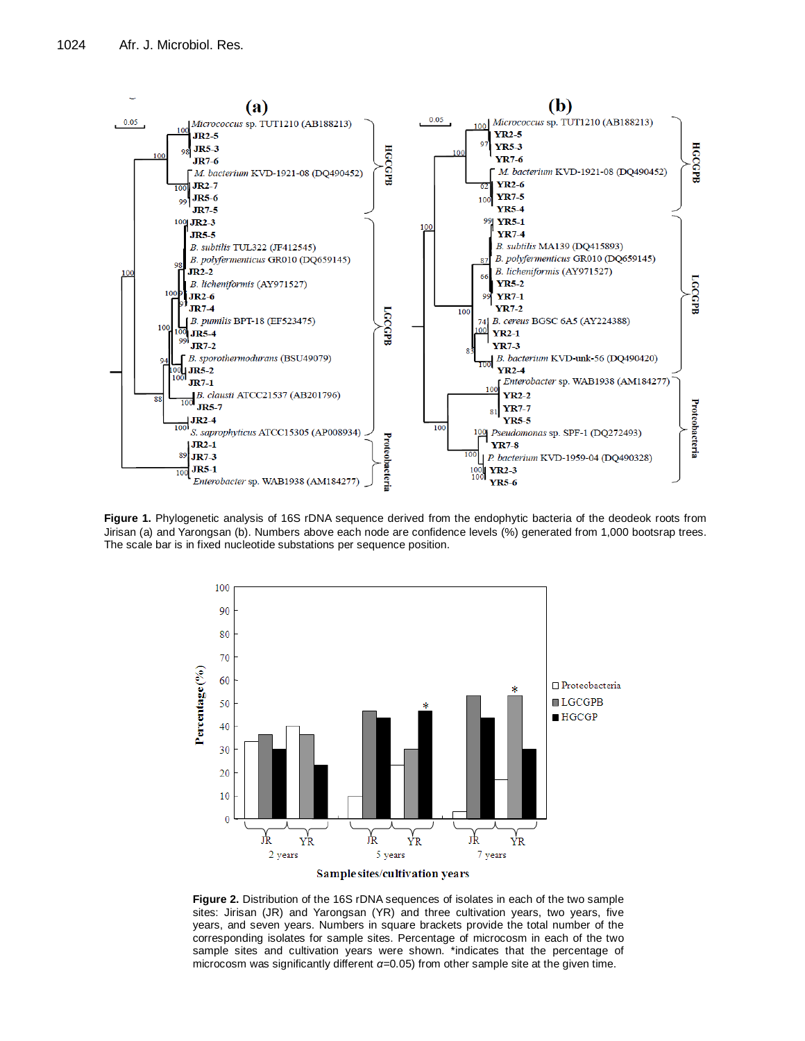**Figure 1.** Phylogenetic analysis of 16S rDNA sequence derived from the endophytic bacteria of the deodeok roots from Jirisan (a) and Yarongsan (b). Numbers above each node are confidence levels (%) generated from 1,000 bootsrap trees. The scale bar is in fixed nucleotide substations per sequence position.

**Figure 2.** Distribution of the 16S rDNA sequences of isolates in each of the two sample sites: Jirisan (JR) and Yarongsan (YR) and three cultivation years, two years, five years, and seven years. Numbers in square brackets provide the total number of the corresponding isolates for sample sites. Percentage of microcosm in each of the two sample sites and cultivation years were shown. *indicates that the percentage of microcosm was significantly different $\alpha$=0.05) from other sample site at the given time.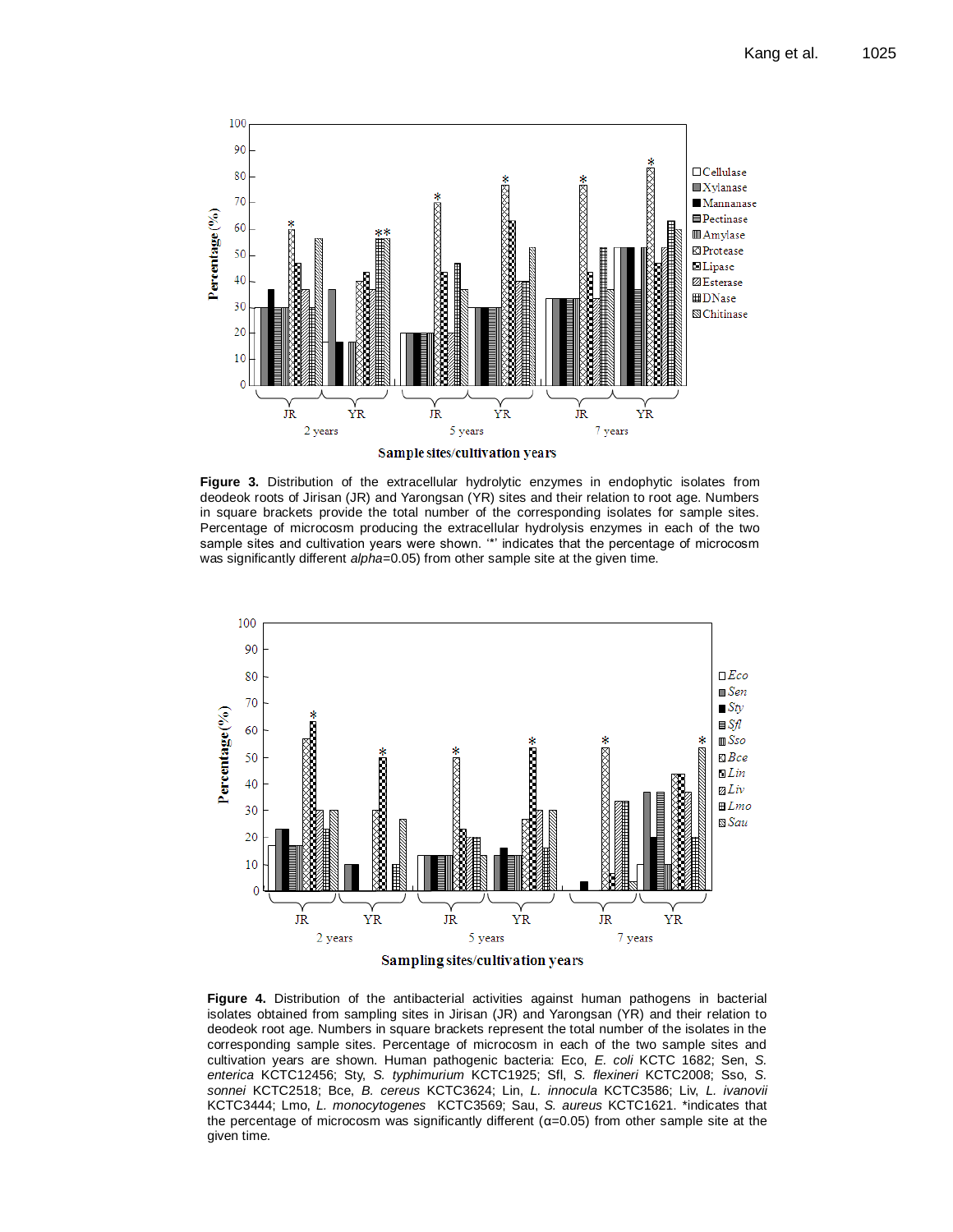**Figure 3.** Distribution of the extracellular hydrolytic enzymes in endophytic isolates from deodeok roots of Jirisan (JR) and Yarongsan (YR) sites and their relation to root age. Numbers in square brackets provide the total number of the corresponding isolates for sample sites. Percentage of microcosm producing the extracellular hydrolysis enzymes in each of the two sample sites and cultivation years were shown. '*' indicates that the percentage of microcosm was significantly different *alpha*=0.05) from other sample site at the given time.

**Figure 4.** Distribution of the antibacterial activities against human pathogens in bacterial isolates obtained from sampling sites in Jirisan (JR) and Yarongsan (YR) and their relation to deodeok root age. Numbers in square brackets represent the total number of the isolates in the corresponding sample sites. Percentage of microcosm in each of the two sample sites and cultivation years are shown. Human pathogenic bacteria: Eco, *E. coli* KCTC 1682; Sen, *S. enterica* KCTC12456; Sty, *S. typhimurium* KCTC1925; Sfl, *S. flexineri* KCTC2008; Sso, *S. sonnei* KCTC2518; Bce, *B. cereus* KCTC3624; Lin, *L. innocula* KCTC3586; Liv, *L. ivanovii* KCTC3444; Lmo, *L. monocytogenes* KCTC3569; Sau, *S. aureus* KCTC1621. *indicates that the percentage of microcosm was significantly different (α=0.05) from other sample site at the given time.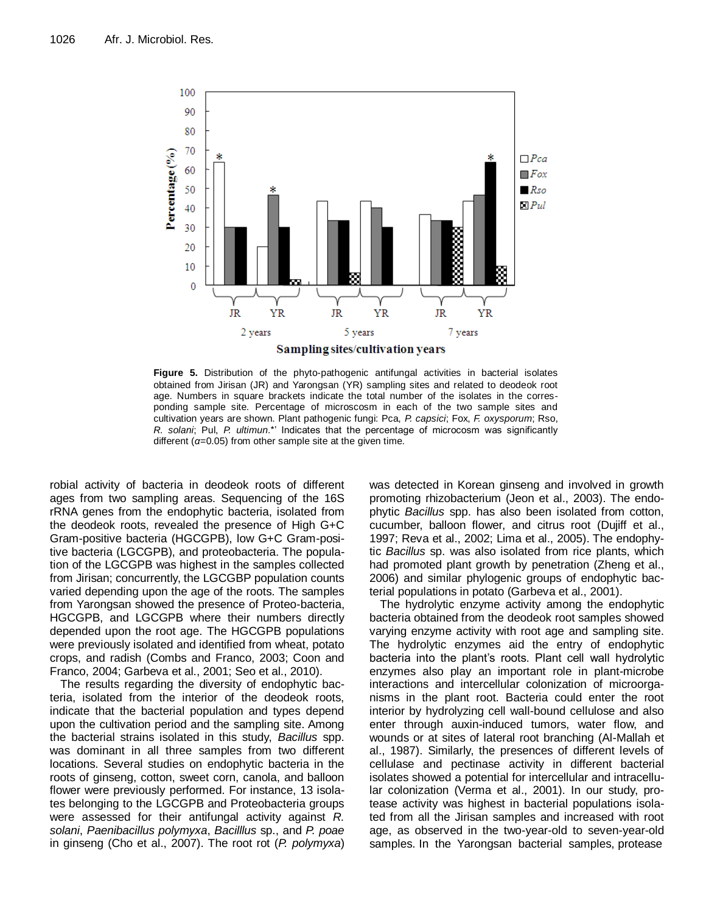**Figure 5.** Distribution of the phyto-pathogenic antifungal activities in bacterial isolates obtained from Jirisan (JR) and Yarongsan (YR) sampling sites and related to deodeok root age. Numbers in square brackets indicate the total number of the isolates in the corresponding sample site. Percentage of microscosm in each of the two sample sites and cultivation years are shown. Plant pathogenic fungi: Pca, *P. capsici*; Fox, *F. oxysporum*; Rso, *R. solani*; Pul, *P. ultimun*.*' Indicates that the percentage of microcosm was significantly different ($\alpha$=0.05) from other sample site at the given time.

robial activity of bacteria in deodeok roots of different ages from two sampling areas. Sequencing of the 16S rRNA genes from the endophytic bacteria, isolated from the deodeok roots, revealed the presence of High G+C Gram-positive bacteria (HGCGPB), low G+C Gram-positive bacteria (LGCGPB), and proteobacteria. The population of the LGCGPB was highest in the samples collected from Jirisan; concurrently, the LGCGBP population counts varied depending upon the age of the roots. The samples from Yarongsan showed the presence of Proteo-bacteria, HGCGPB, and LGCGPB where their numbers directly depended upon the root age. The HGCGPB populations were previously isolated and identified from wheat, potato crops, and radish (Combs and Franco, 2003; Coon and Franco, 2004; Garbeva et al., 2001; Seo et al., 2010).

The results regarding the diversity of endophytic bacteria, isolated from the interior of the deodeok roots, indicate that the bacterial population and types depend upon the cultivation period and the sampling site. Among the bacterial strains isolated in this study, *Bacillus* spp. was dominant in all three samples from two different locations. Several studies on endophytic bacteria in the roots of ginseng, cotton, sweet corn, canola, and balloon flower were previously performed. For instance, 13 isolates belonging to the LGCGPB and Proteobacteria groups were assessed for their antifungal activity against *R. solani*, *Paenibacillus polymyxa*, *Bacilllus* sp., and *P. poae* in ginseng (Cho et al., 2007). The root rot (*P. polymyxa*) was detected in Korean ginseng and involved in growth promoting rhizobacterium (Jeon et al., 2003). The endophytic *Bacillus* spp. has also been isolated from cotton, cucumber, balloon flower, and citrus root (Dujiff et al., 1997; Reva et al., 2002; Lima et al., 2005). The endophytic *Bacillus* sp. was also isolated from rice plants, which had promoted plant growth by penetration (Zheng et al., 2006) and similar phylogenic groups of endophytic bacterial populations in potato (Garbeva et al., 2001).

The hydrolytic enzyme activity among the endophytic bacteria obtained from the deodeok root samples showed varying enzyme activity with root age and sampling site. The hydrolytic enzymes aid the entry of endophytic bacteria into the plant's roots. Plant cell wall hydrolytic enzymes also play an important role in plant-microbe interactions and intercellular colonization of microorganisms in the plant root. Bacteria could enter the root interior by hydrolyzing cell wall-bound cellulose and also enter through auxin-induced tumors, water flow, and wounds or at sites of lateral root branching (Al-Mallah et al., 1987). Similarly, the presences of different levels of cellulase and pectinase activity in different bacterial isolates showed a potential for intercellular and intracellular colonization (Verma et al., 2001). In our study, protease activity was highest in bacterial populations isolated from all the Jirisan samples and increased with root age, as observed in the two-year-old to seven-year-old samples. In the Yarongsan bacterial samples, protease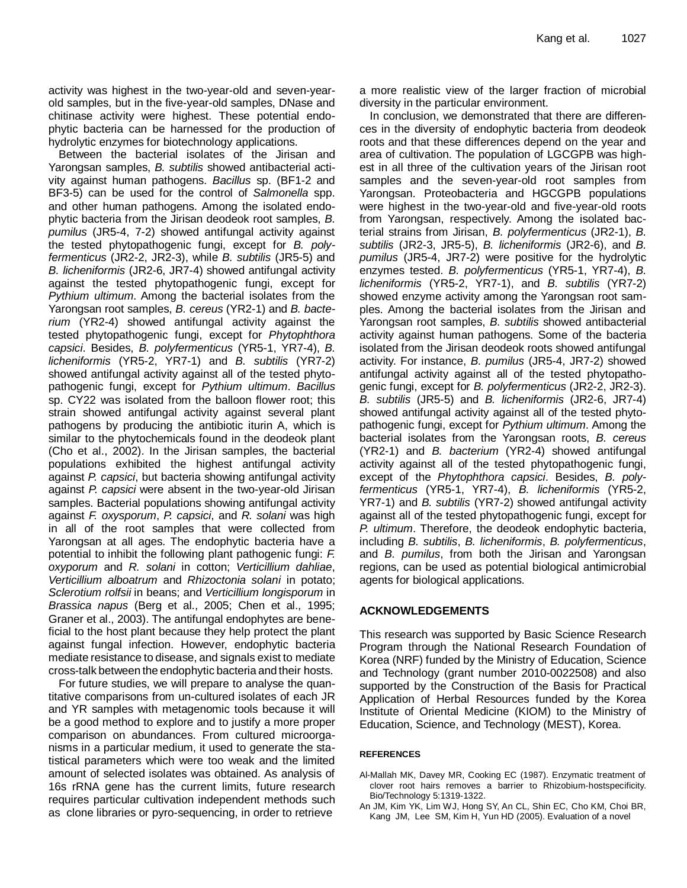activity was highest in the two-year-old and seven-year-old samples, but in the five-year-old samples, DNase and chitinase activity were highest. These potential endophytic bacteria can be harnessed for the production of hydrolytic enzymes for biotechnology applications.

Between the bacterial isolates of the Jirisan and Yarongsan samples, *B. subtilis* showed antibacterial activity against human pathogens. *Bacillus* sp. (BF1-2 and BF3-5) can be used for the control of *Salmonella* spp. and other human pathogens. Among the isolated endophytic bacteria from the Jirisan deodeok root samples, *B. pumilus* (JR5-4, 7-2) showed antifungal activity against the tested phytopathogenic fungi, except for *B. polyfermenticus* (JR2-2, JR2-3), while *B. subtilis* (JR5-5) and *B. licheniformis* (JR2-6, JR7-4) showed antifungal activity against the tested phytopathogenic fungi, except for *Pythium ultimum*. Among the bacterial isolates from the Yarongsan root samples, *B. cereus* (YR2-1) and *B. bacterium* (YR2-4) showed antifungal activity against the tested phytopathogenic fungi, except for *Phytophthora capsici*. Besides, *B. polyfermenticus* (YR5-1, YR7-4), *B. licheniformis* (YR5-2, YR7-1) and *B. subtilis* (YR7-2) showed antifungal activity against all of the tested phytopathogenic fungi, except for *Pythium ultimum*. *Bacillus* sp. CY22 was isolated from the balloon flower root; this strain showed antifungal activity against several plant pathogens by producing the antibiotic iturin A, which is similar to the phytochemicals found in the deodeok plant (Cho et al., 2002). In the Jirisan samples, the bacterial populations exhibited the highest antifungal activity against *P. capsici*, but bacteria showing antifungal activity against *P. capsici* were absent in the two-year-old Jirisan samples. Bacterial populations showing antifungal activity against *F. oxysporum*, *P. capsici*, and *R. solani* was high in all of the root samples that were collected from Yarongsan at all ages. The endophytic bacteria have a potential to inhibit the following plant pathogenic fungi: *F. oxyporum* and *R. solani* in cotton; *Verticillium dahliae*, *Verticillium alboatrum* and *Rhizoctonia solani* in potato; *Sclerotium rolfsii* in beans; and *Verticillium longisporum* in *Brassica napus* (Berg et al., 2005; Chen et al., 1995; Graner et al., 2003). The antifungal endophytes are beneficial to the host plant because they help protect the plant against fungal infection. However, endophytic bacteria mediate resistance to disease, and signals exist to mediate cross-talk between the endophytic bacteria and their hosts.

For future studies, we will prepare to analyse the quantitative comparisons from un-cultured isolates of each JR and YR samples with metagenomic tools because it will be a good method to explore and to justify a more proper comparison on abundances. From cultured microorganisms in a particular medium, it used to generate the statistical parameters which were too weak and the limited amount of selected isolates was obtained. As analysis of 16s rRNA gene has the current limits, future research requires particular cultivation independent methods such as clone libraries or pyro-sequencing, in order to retrieve a more realistic view of the larger fraction of microbial diversity in the particular environment.

In conclusion, we demonstrated that there are differences in the diversity of endophytic bacteria from deodeok roots and that these differences depend on the year and area of cultivation. The population of LGCGPB was highest in all three of the cultivation years of the Jirisan root samples and the seven-year-old root samples from Yarongsan. Proteobacteria and HGCGPB populations were highest in the two-year-old and five-year-old roots from Yarongsan, respectively. Among the isolated bacterial strains from Jirisan, *B. polyfermenticus* (JR2-1), *B. subtilis* (JR2-3, JR5-5), *B. licheniformis* (JR2-6), and *B. pumilus* (JR5-4, JR7-2) were positive for the hydrolytic enzymes tested. *B. polyfermenticus* (YR5-1, YR7-4), *B. licheniformis* (YR5-2, YR7-1), and *B. subtilis* (YR7-2) showed enzyme activity among the Yarongsan root samples. Among the bacterial isolates from the Jirisan and Yarongsan root samples, *B. subtilis* showed antibacterial activity against human pathogens. Some of the bacteria isolated from the Jirisan deodeok roots showed antifungal activity. For instance, *B. pumilus* (JR5-4, JR7-2) showed antifungal activity against all of the tested phytopathogenic fungi, except for *B. polyfermenticus* (JR2-2, JR2-3). *B. subtilis* (JR5-5) and *B. licheniformis* (JR2-6, JR7-4) showed antifungal activity against all of the tested phytopathogenic fungi, except for *Pythium ultimum*. Among the bacterial isolates from the Yarongsan roots, *B. cereus* (YR2-1) and *B. bacterium* (YR2-4) showed antifungal activity against all of the tested phytopathogenic fungi, except of the *Phytophthora capsici*. Besides, *B. polyfermenticus* (YR5-1, YR7-4), *B. licheniformis* (YR5-2, YR7-1) and *B. subtilis* (YR7-2) showed antifungal activity against all of the tested phytopathogenic fungi, except for *P. ultimum*. Therefore, the deodeok endophytic bacteria, including *B. subtilis*, *B. licheniformis*, *B. polyfermenticus*, and *B. pumilus*, from both the Jirisan and Yarongsan regions, can be used as potential biological antimicrobial agents for biological applications.

## ACKNOWLEDGEMENTS

This research was supported by Basic Science Research Program through the National Research Foundation of Korea (NRF) funded by the Ministry of Education, Science and Technology (grant number 2010-0022508) and also supported by the Construction of the Basis for Practical Application of Herbal Resources funded by the Korea Institute of Oriental Medicine (KIOM) to the Ministry of Education, Science, and Technology (MEST), Korea.

## REFERENCES

Al-Mallah MK, Davey MR, Cooking EC (1987). Enzymatic treatment of clover root hairs removes a barrier to Rhizobium-hostspecificity. Bio/Technology 5:1319-1322.

An JM, Kim YK, Lim WJ, Hong SY, An CL, Shin EC, Cho KM, Choi BR, Kang JM, Lee SM, Kim H, Yun HD (2005). Evaluation of a novel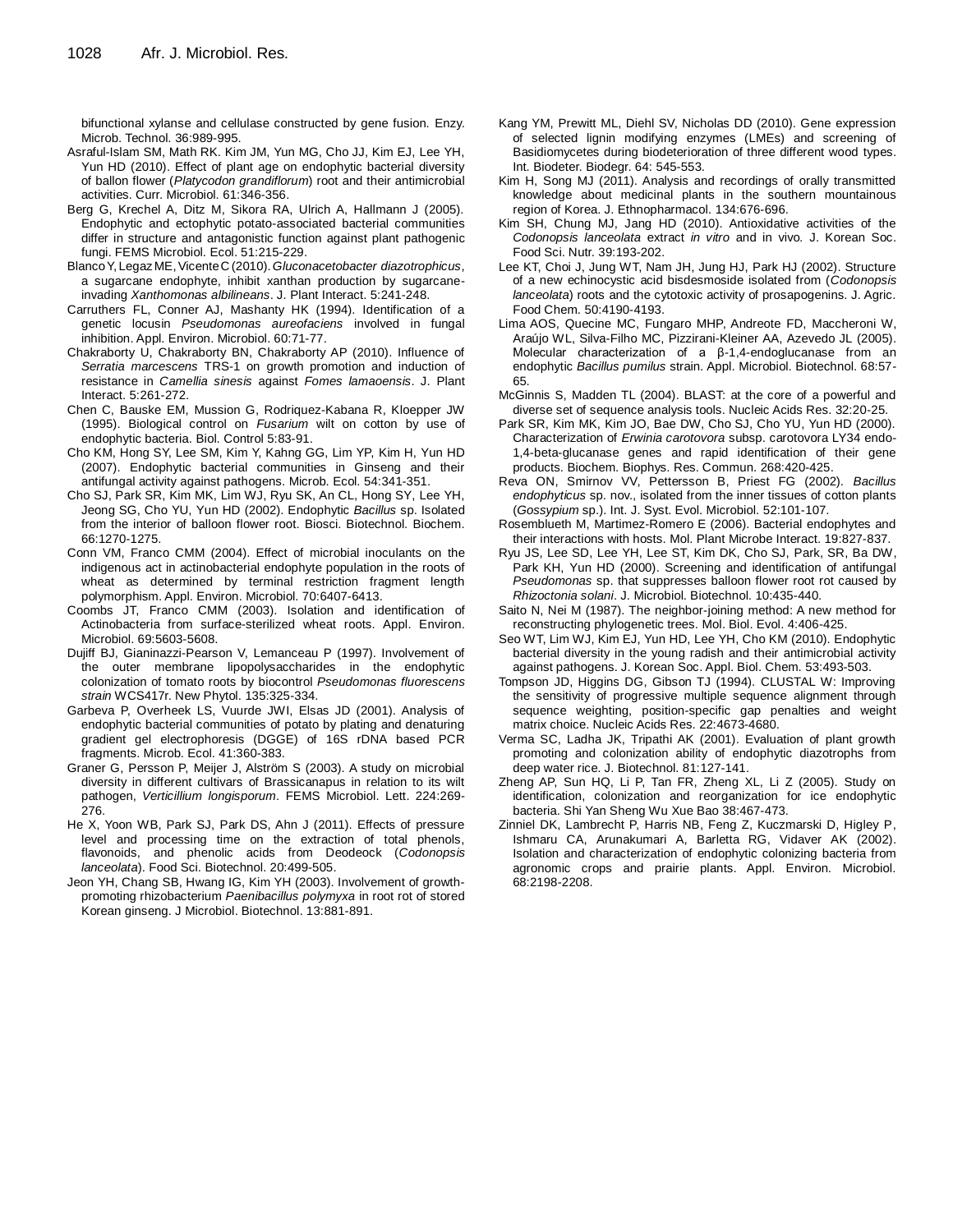bifunctional xylanse and cellulase constructed by gene fusion. Enzy. Microb. Technol. 36:989-995.

Asraful-Islam SM, Math RK. Kim JM, Yun MG, Cho JJ, Kim EJ, Lee YH, Yun HD (2010). Effect of plant age on endophytic bacterial diversity of ballon flower (*Platycodon grandiflorum*) root and their antimicrobial activities. Curr. Microbiol. 61:346-356.

Berg G, Krechel A, Ditz M, Sikora RA, Ulrich A, Hallmann J (2005). Endophytic and ectophytic potato-associated bacterial communities differ in structure and antagonistic function against plant pathogenic fungi. FEMS Microbiol. Ecol. 51:215-229.

Blanco Y, Legaz ME, Vicente C (2010). *Gluconacetobacter diazotrophicus*, a sugarcane endophyte, inhibit xanthan production by sugarcane-invading *Xanthomonas albilineans*. J. Plant Interact. 5:241-248.

Carruthers FL, Conner AJ, Mashanty HK (1994). Identification of a genetic locusin *Pseudomonas aureofaciens* involved in fungal inhibition. Appl. Environ. Microbiol. 60:71-77.

Chakraborty U, Chakraborty BN, Chakraborty AP (2010). Influence of *Serratia marcescens* TRS-1 on growth promotion and induction of resistance in *Camellia sinesis* against *Fomes lamaoensis*. J. Plant Interact. 5:261-272.

Chen C, Bauske EM, Mussion G, Rodriquez-Kabana R, Kloepper JW (1995). Biological control on *Fusarium* wilt on cotton by use of endophytic bacteria. Biol. Control 5:83-91.

Cho KM, Hong SY, Lee SM, Kim Y, Kahng GG, Lim YP, Kim H, Yun HD (2007). Endophytic bacterial communities in Ginseng and their antifungal activity against pathogens. Microb. Ecol. 54:341-351.

Cho SJ, Park SR, Kim MK, Lim WJ, Ryu SK, An CL, Hong SY, Lee YH, Jeong SG, Cho YU, Yun HD (2002). Endophytic *Bacillus* sp. Isolated from the interior of balloon flower root. Biosci. Biotechnol. Biochem. 66:1270-1275.

Conn VM, Franco CMM (2004). Effect of microbial inoculants on the indigenous act in actinobacterial endophyte population in the roots of wheat as determined by terminal restriction fragment length polymorphism. Appl. Environ. Microbiol. 70:6407-6413.

Coombs JT, Franco CMM (2003). Isolation and identification of Actinobacteria from surface-sterilized wheat roots. Appl. Environ. Microbiol. 69:5603-5608.

Dujiff BJ, Gianinazzi-Pearson V, Lemanceau P (1997). Involvement of the outer membrane lipopolysaccharides in the endophytic colonization of tomato roots by biocontrol *Pseudomonas fluorescens strain* WCS417r. New Phytol. 135:325-334.

Garbeva P, Overheek LS, Vuurde JWI, Elsas JD (2001). Analysis of endophytic bacterial communities of potato by plating and denaturing gradient gel electrophoresis (DGGE) of 16S rDNA based PCR fragments. Microb. Ecol. 41:360-383.

Graner G, Persson P, Meijer J, Alström S (2003). A study on microbial diversity in different cultivars of Brassicanapus in relation to its wilt pathogen, *Verticillium longisporum*. FEMS Microbiol. Lett. 224:269-276.

He X, Yoon WB, Park SJ, Park DS, Ahn J (2011). Effects of pressure level and processing time on the extraction of total phenols, flavonoids, and phenolic acids from Deodeock (*Codonopsis lanceolata*). Food Sci. Biotechnol. 20:499-505.

Jeon YH, Chang SB, Hwang IG, Kim YH (2003). Involvement of growth-promoting rhizobacterium *Paenibacillus polymyxa* in root rot of stored Korean ginseng. J Microbiol. Biotechnol. 13:881-891.

Kang YM, Prewitt ML, Diehl SV, Nicholas DD (2010). Gene expression of selected lignin modifying enzymes (LMEs) and screening of Basidiomycetes during biodeterioration of three different wood types. Int. Biodeter. Biodegr. 64: 545-553.

Kim H, Song MJ (2011). Analysis and recordings of orally transmitted knowledge about medicinal plants in the southern mountainous region of Korea. J. Ethnopharmacol. 134:676-696.

Kim SH, Chung MJ, Jang HD (2010). Antioxidative activities of the *Codonopsis lanceolata* extract *in vitro* and in vivo. J. Korean Soc. Food Sci. Nutr. 39:193-202.

Lee KT, Choi J, Jung WT, Nam JH, Jung HJ, Park HJ (2002). Structure of a new echinocystic acid bisdesmoside isolated from (*Codonopsis lanceolata*) roots and the cytotoxic activity of prosapogenins. J. Agric. Food Chem. 50:4190-4193.

Lima AOS, Quecine MC, Fungaro MHP, Andreote FD, Maccheroni W, Araújo WL, Silva-Filho MC, Pizzirani-Kleiner AA, Azevedo JL (2005). Molecular characterization of a β-1,4-endoglucanase from an endophytic *Bacillus pumilus* strain. Appl. Microbiol. Biotechnol. 68:57-65.

McGinnis S, Madden TL (2004). BLAST: at the core of a powerful and diverse set of sequence analysis tools. Nucleic Acids Res. 32:20-25.

Park SR, Kim MK, Kim JO, Bae DW, Cho SJ, Cho YU, Yun HD (2000). Characterization of *Erwinia carotovora* subsp. carotovora LY34 endo-1,4-beta-glucanase genes and rapid identification of their gene products. Biochem. Biophys. Res. Commun. 268:420-425.

Reva ON, Smirnov VV, Pettersson B, Priest FG (2002). *Bacillus endophyticus* sp. nov., isolated from the inner tissues of cotton plants (*Gossypium* sp.). Int. J. Syst. Evol. Microbiol. 52:101-107.

Rosemblueth M, Martinez-Romero E (2006). Bacterial endophytes and their interactions with hosts. Mol. Plant Microbe Interact. 19:827-837.

Ryu JS, Lee SD, Lee YH, Lee ST, Kim DK, Cho SJ, Park, SR, Ba DW, Park KH, Yun HD (2000). Screening and identification of antifungal *Pseudomonas* sp. that suppresses balloon flower root rot caused by *Rhizoctonia solani*. J. Microbiol. Biotechnol. 10:435-440.

Saito N, Nei M (1987). The neighbor-joining method: A new method for reconstructing phylogenetic trees. Mol. Biol. Evol. 4:406-425.

Seo WT, Lim WJ, Kim EJ, Yun HD, Lee YH, Cho KM (2010). Endophytic bacterial diversity in the young radish and their antimicrobial activity against pathogens. J. Korean Soc. Appl. Biol. Chem. 53:493-503.

Tompson JD, Higgins DG, Gibson TJ (1994). CLUSTAL W: Improving the sensitivity of progressive multiple sequence alignment through sequence weighting, position-specific gap penalties and weight matrix choice. Nucleic Acids Res. 22:4673-4680.

Verma SC, Ladha JK, Tripathi AK (2001). Evaluation of plant growth promoting and colonization ability of endophytic diazotrophs from deep water rice. J. Biotechnol. 81:127-141.

Zheng AP, Sun HQ, Li P, Tan FR, Zheng XL, Li Z (2005). Study on identification, colonization and reorganization for ice endophytic bacteria. Shi Yan Sheng Wu Xue Bao 38:467-473.

Zinniel DK, Lambrecht P, Harris NB, Feng Z, Kuczmarski D, Higley P, Ishmaru CA, Arunakumari A, Barletta RG, Vidaver AK (2002). Isolation and characterization of endophytic colonizing bacteria from agronomic crops and prairie plants. Appl. Environ. Microbiol. 68:2198-2208.